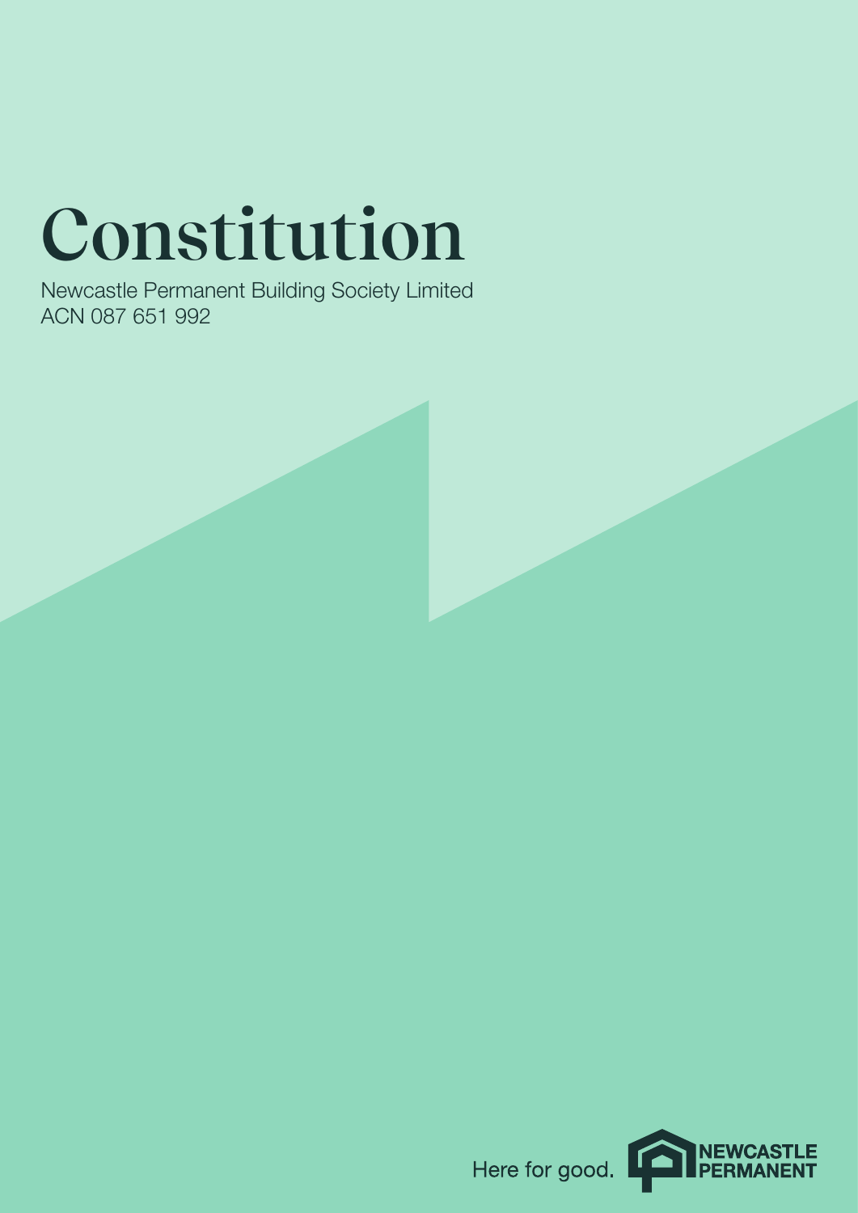# Constitution

Newcastle Permanent Building Society Limited
ACN 087 651 992

Here for good. NEWCASTLE PERMANENT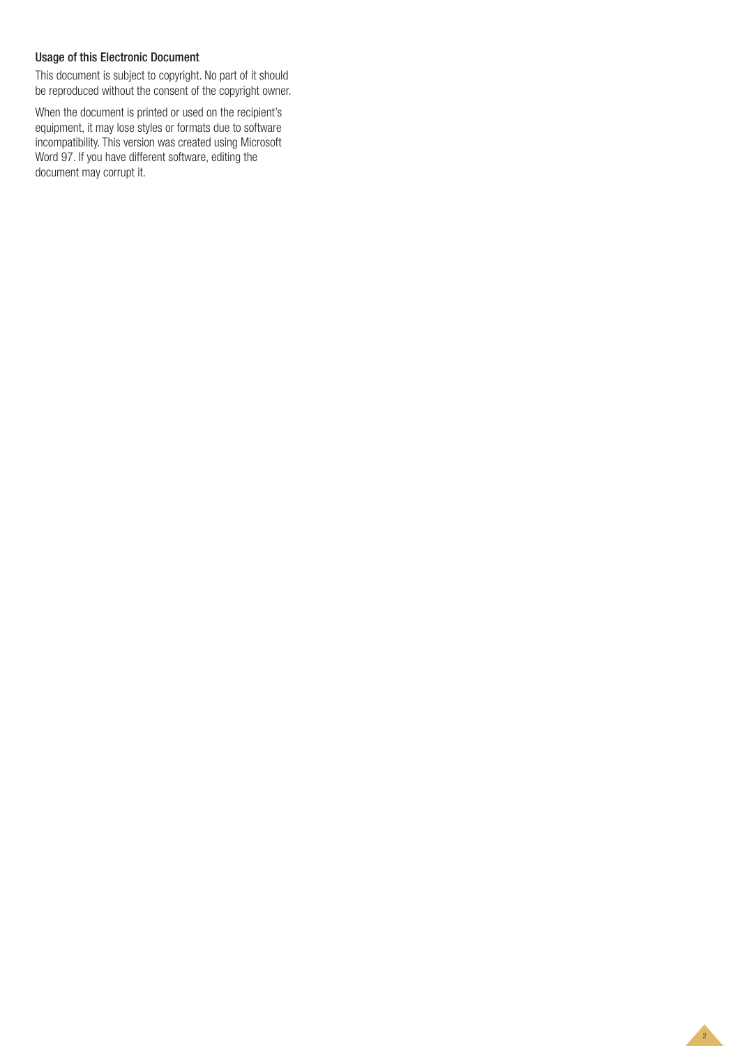### Usage of this Electronic Document

This document is subject to copyright. No part of it should be reproduced without the consent of the copyright owner.

When the document is printed or used on the recipient's equipment, it may lose styles or formats due to software incompatibility. This version was created using Microsoft Word 97. If you have different software, editing the document may corrupt it.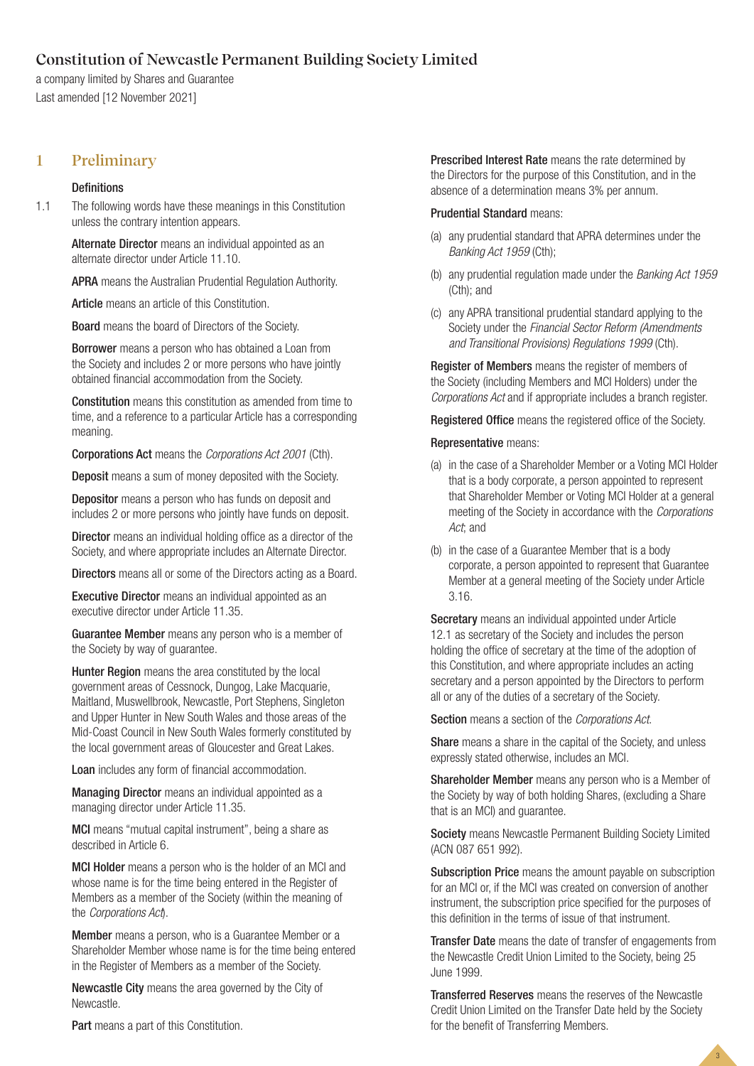# Constitution of Newcastle Permanent Building Society Limited

a company limited by Shares and Guarantee
Last amended [12 November 2021]

## 1 Preliminary

### Definitions

1.1 The following words have these meanings in this Constitution unless the contrary intention appears.

**Alternate Director** means an individual appointed as an alternate director under Article 11.10.

**APRA** means the Australian Prudential Regulation Authority.

**Article** means an article of this Constitution.

**Board** means the board of Directors of the Society.

**Borrower** means a person who has obtained a Loan from the Society and includes 2 or more persons who have jointly obtained financial accommodation from the Society.

**Constitution** means this constitution as amended from time to time, and a reference to a particular Article has a corresponding meaning.

**Corporations Act** means the *Corporations Act 2001* (Cth).

**Deposit** means a sum of money deposited with the Society.

**Depositor** means a person who has funds on deposit and includes 2 or more persons who jointly have funds on deposit.

**Director** means an individual holding office as a director of the Society, and where appropriate includes an Alternate Director.

**Directors** means all or some of the Directors acting as a Board.

**Executive Director** means an individual appointed as an executive director under Article 11.35.

**Guarantee Member** means any person who is a member of the Society by way of guarantee.

**Hunter Region** means the area constituted by the local government areas of Cessnock, Dungog, Lake Macquarie, Maitland, Muswellbrook, Newcastle, Port Stephens, Singleton and Upper Hunter in New South Wales and those areas of the Mid-Coast Council in New South Wales formerly constituted by the local government areas of Gloucester and Great Lakes.

**Loan** includes any form of financial accommodation.

**Managing Director** means an individual appointed as a managing director under Article 11.35.

**MCI** means "mutual capital instrument", being a share as described in Article 6.

**MCI Holder** means a person who is the holder of an MCI and whose name is for the time being entered in the Register of Members as a member of the Society (within the meaning of the *Corporations Act*).

**Member** means a person, who is a Guarantee Member or a Shareholder Member whose name is for the time being entered in the Register of Members as a member of the Society.

**Newcastle City** means the area governed by the City of Newcastle.

**Part** means a part of this Constitution.

**Prescribed Interest Rate** means the rate determined by the Directors for the purpose of this Constitution, and in the absence of a determination means 3% per annum.

**Prudential Standard** means:

(a) any prudential standard that APRA determines under the *Banking Act 1959* (Cth);

(b) any prudential regulation made under the *Banking Act 1959* (Cth); and

(c) any APRA transitional prudential standard applying to the Society under the *Financial Sector Reform (Amendments and Transitional Provisions) Regulations 1999* (Cth).

**Register of Members** means the register of members of the Society (including Members and MCI Holders) under the *Corporations Act* and if appropriate includes a branch register.

**Registered Office** means the registered office of the Society.

**Representative** means:

(a) in the case of a Shareholder Member or a Voting MCI Holder that is a body corporate, a person appointed to represent that Shareholder Member or Voting MCI Holder at a general meeting of the Society in accordance with the *Corporations Act*; and

(b) in the case of a Guarantee Member that is a body corporate, a person appointed to represent that Guarantee Member at a general meeting of the Society under Article 3.16.

**Secretary** means an individual appointed under Article 12.1 as secretary of the Society and includes the person holding the office of secretary at the time of the adoption of this Constitution, and where appropriate includes an acting secretary and a person appointed by the Directors to perform all or any of the duties of a secretary of the Society.

**Section** means a section of the *Corporations Act*.

**Share** means a share in the capital of the Society, and unless expressly stated otherwise, includes an MCI.

**Shareholder Member** means any person who is a Member of the Society by way of both holding Shares, (excluding a Share that is an MCI) and guarantee.

**Society** means Newcastle Permanent Building Society Limited (ACN 087 651 992).

**Subscription Price** means the amount payable on subscription for an MCI or, if the MCI was created on conversion of another instrument, the subscription price specified for the purposes of this definition in the terms of issue of that instrument.

**Transfer Date** means the date of transfer of engagements from the Newcastle Credit Union Limited to the Society, being 25 June 1999.

**Transferred Reserves** means the reserves of the Newcastle Credit Union Limited on the Transfer Date held by the Society for the benefit of Transferring Members.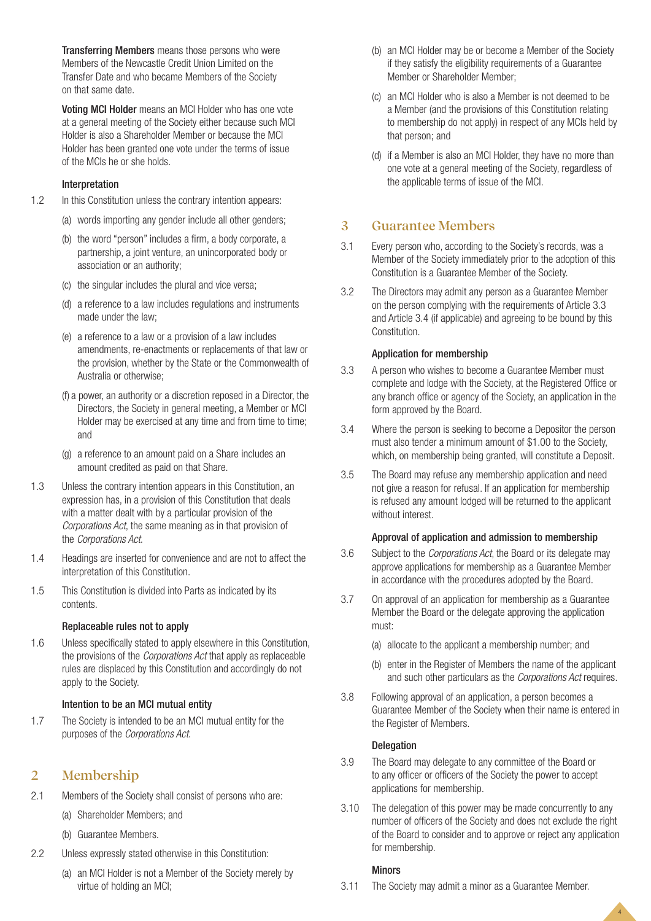**Transferring Members** means those persons who were Members of the Newcastle Credit Union Limited on the Transfer Date and who became Members of the Society on that same date.

**Voting MCI Holder** means an MCI Holder who has one vote at a general meeting of the Society either because such MCI Holder is also a Shareholder Member or because the MCI Holder has been granted one vote under the terms of issue of the MCIs he or she holds.

### Interpretation

1.2 In this Constitution unless the contrary intention appears:

(a) words importing any gender include all other genders;

(b) the word "person" includes a firm, a body corporate, a partnership, a joint venture, an unincorporated body or association or an authority;

(c) the singular includes the plural and vice versa;

(d) a reference to a law includes regulations and instruments made under the law;

(e) a reference to a law or a provision of a law includes amendments, re-enactments or replacements of that law or the provision, whether by the State or the Commonwealth of Australia or otherwise;

(f) a power, an authority or a discretion reposed in a Director, the Directors, the Society in general meeting, a Member or MCI Holder may be exercised at any time and from time to time; and

(g) a reference to an amount paid on a Share includes an amount credited as paid on that Share.

1.3 Unless the contrary intention appears in this Constitution, an expression has, in a provision of this Constitution that deals with a matter dealt with by a particular provision of the *Corporations Act*, the same meaning as in that provision of the *Corporations Act*.

1.4 Headings are inserted for convenience and are not to affect the interpretation of this Constitution.

1.5 This Constitution is divided into Parts as indicated by its contents.

### Replaceable rules not to apply

1.6 Unless specifically stated to apply elsewhere in this Constitution, the provisions of the *Corporations Act* that apply as replaceable rules are displaced by this Constitution and accordingly do not apply to the Society.

### Intention to be an MCI mutual entity

1.7 The Society is intended to be an MCI mutual entity for the purposes of the *Corporations Act*.

## 2 Membership

2.1 Members of the Society shall consist of persons who are:

(a) Shareholder Members; and

(b) Guarantee Members.

2.2 Unless expressly stated otherwise in this Constitution:

(a) an MCI Holder is not a Member of the Society merely by virtue of holding an MCI;

(b) an MCI Holder may be or become a Member of the Society if they satisfy the eligibility requirements of a Guarantee Member or Shareholder Member;

(c) an MCI Holder who is also a Member is not deemed to be a Member (and the provisions of this Constitution relating to membership do not apply) in respect of any MCIs held by that person; and

(d) if a Member is also an MCI Holder, they have no more than one vote at a general meeting of the Society, regardless of the applicable terms of issue of the MCI.

## 3 Guarantee Members

3.1 Every person who, according to the Society's records, was a Member of the Society immediately prior to the adoption of this Constitution is a Guarantee Member of the Society.

3.2 The Directors may admit any person as a Guarantee Member on the person complying with the requirements of Article 3.3 and Article 3.4 (if applicable) and agreeing to be bound by this Constitution.

### Application for membership

3.3 A person who wishes to become a Guarantee Member must complete and lodge with the Society, at the Registered Office or any branch office or agency of the Society, an application in the form approved by the Board.

3.4 Where the person is seeking to become a Depositor the person must also tender a minimum amount of $1.00 to the Society, which, on membership being granted, will constitute a Deposit.

3.5 The Board may refuse any membership application and need not give a reason for refusal. If an application for membership is refused any amount lodged will be returned to the applicant without interest.

### Approval of application and admission to membership

3.6 Subject to the *Corporations Act*, the Board or its delegate may approve applications for membership as a Guarantee Member in accordance with the procedures adopted by the Board.

3.7 On approval of an application for membership as a Guarantee Member the Board or the delegate approving the application must:

(a) allocate to the applicant a membership number; and

(b) enter in the Register of Members the name of the applicant and such other particulars as the *Corporations Act* requires.

3.8 Following approval of an application, a person becomes a Guarantee Member of the Society when their name is entered in the Register of Members.

### Delegation

3.9 The Board may delegate to any committee of the Board or to any officer or officers of the Society the power to accept applications for membership.

3.10 The delegation of this power may be made concurrently to any number of officers of the Society and does not exclude the right of the Board to consider and to approve or reject any application for membership.

### Minors

3.11 The Society may admit a minor as a Guarantee Member.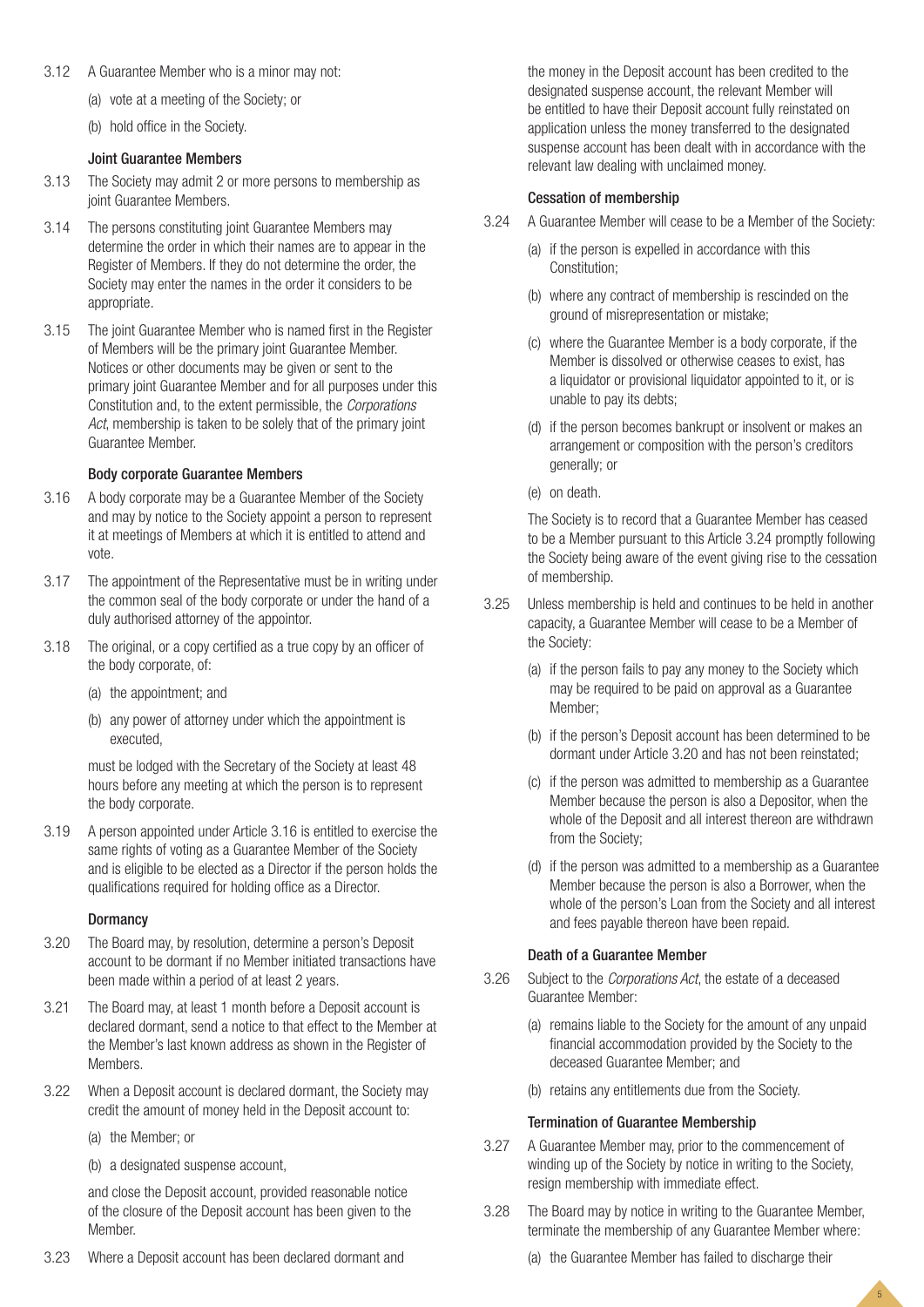3.12 A Guarantee Member who is a minor may not:

(a) vote at a meeting of the Society; or

(b) hold office in the Society.

#### Joint Guarantee Members

3.13 The Society may admit 2 or more persons to membership as joint Guarantee Members.

3.14 The persons constituting joint Guarantee Members may determine the order in which their names are to appear in the Register of Members. If they do not determine the order, the Society may enter the names in the order it considers to be appropriate.

3.15 The joint Guarantee Member who is named first in the Register of Members will be the primary joint Guarantee Member. Notices or other documents may be given or sent to the primary joint Guarantee Member and for all purposes under this Constitution and, to the extent permissible, the *Corporations Act*, membership is taken to be solely that of the primary joint Guarantee Member.

#### Body corporate Guarantee Members

3.16 A body corporate may be a Guarantee Member of the Society and may by notice to the Society appoint a person to represent it at meetings of Members at which it is entitled to attend and vote.

3.17 The appointment of the Representative must be in writing under the common seal of the body corporate or under the hand of a duly authorised attorney of the appointor.

3.18 The original, or a copy certified as a true copy by an officer of the body corporate, of:

(a) the appointment; and

(b) any power of attorney under which the appointment is executed,

must be lodged with the Secretary of the Society at least 48 hours before any meeting at which the person is to represent the body corporate.

3.19 A person appointed under Article 3.16 is entitled to exercise the same rights of voting as a Guarantee Member of the Society and is eligible to be elected as a Director if the person holds the qualifications required for holding office as a Director.

#### Dormancy

3.20 The Board may, by resolution, determine a person's Deposit account to be dormant if no Member initiated transactions have been made within a period of at least 2 years.

3.21 The Board may, at least 1 month before a Deposit account is declared dormant, send a notice to that effect to the Member at the Member's last known address as shown in the Register of Members.

3.22 When a Deposit account is declared dormant, the Society may credit the amount of money held in the Deposit account to:

(a) the Member; or

(b) a designated suspense account,

and close the Deposit account, provided reasonable notice of the closure of the Deposit account has been given to the Member.

3.23 Where a Deposit account has been declared dormant and the money in the Deposit account has been credited to the designated suspense account, the relevant Member will be entitled to have their Deposit account fully reinstated on application unless the money transferred to the designated suspense account has been dealt with in accordance with the relevant law dealing with unclaimed money.

#### Cessation of membership

3.24 A Guarantee Member will cease to be a Member of the Society:

(a) if the person is expelled in accordance with this Constitution;

(b) where any contract of membership is rescinded on the ground of misrepresentation or mistake;

(c) where the Guarantee Member is a body corporate, if the Member is dissolved or otherwise ceases to exist, has a liquidator or provisional liquidator appointed to it, or is unable to pay its debts;

(d) if the person becomes bankrupt or insolvent or makes an arrangement or composition with the person's creditors generally; or

(e) on death.

The Society is to record that a Guarantee Member has ceased to be a Member pursuant to this Article 3.24 promptly following the Society being aware of the event giving rise to the cessation of membership.

3.25 Unless membership is held and continues to be held in another capacity, a Guarantee Member will cease to be a Member of the Society:

(a) if the person fails to pay any money to the Society which may be required to be paid on approval as a Guarantee Member;

(b) if the person's Deposit account has been determined to be dormant under Article 3.20 and has not been reinstated;

(c) if the person was admitted to membership as a Guarantee Member because the person is also a Depositor, when the whole of the Deposit and all interest thereon are withdrawn from the Society;

(d) if the person was admitted to a membership as a Guarantee Member because the person is also a Borrower, when the whole of the person's Loan from the Society and all interest and fees payable thereon have been repaid.

#### Death of a Guarantee Member

3.26 Subject to the *Corporations Act*, the estate of a deceased Guarantee Member:

(a) remains liable to the Society for the amount of any unpaid financial accommodation provided by the Society to the deceased Guarantee Member; and

(b) retains any entitlements due from the Society.

#### Termination of Guarantee Membership

3.27 A Guarantee Member may, prior to the commencement of winding up of the Society by notice in writing to the Society, resign membership with immediate effect.

3.28 The Board may by notice in writing to the Guarantee Member, terminate the membership of any Guarantee Member where:

(a) the Guarantee Member has failed to discharge their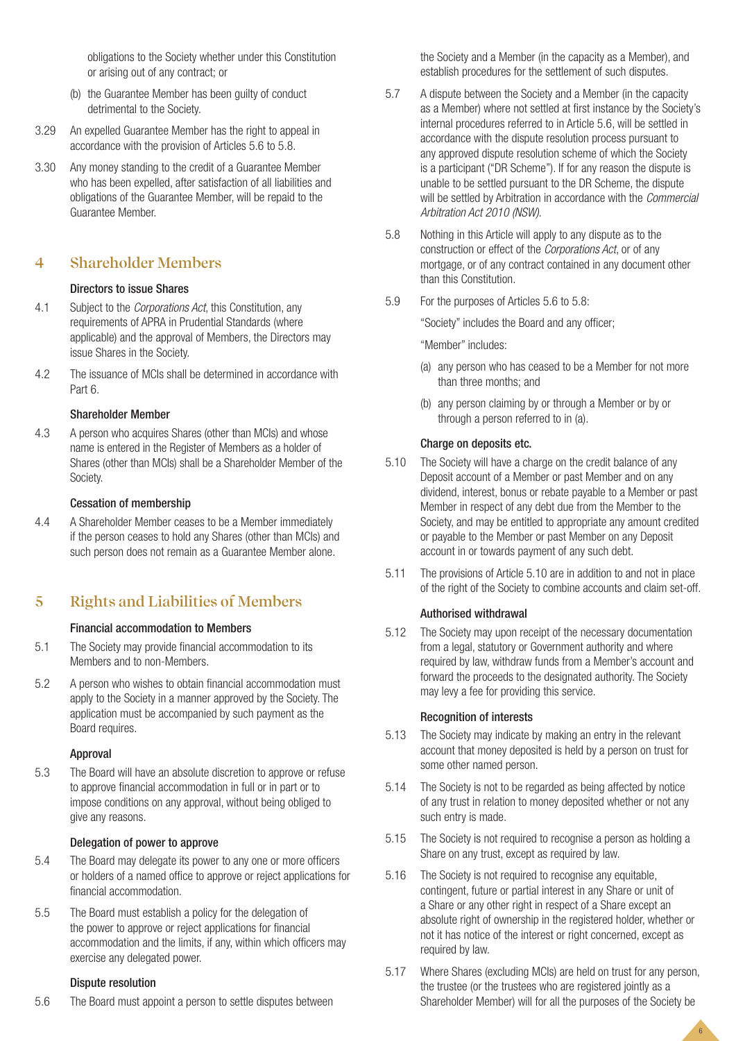obligations to the Society whether under this Constitution or arising out of any contract; or

(b) the Guarantee Member has been guilty of conduct detrimental to the Society.

3.29 An expelled Guarantee Member has the right to appeal in accordance with the provision of Articles 5.6 to 5.8.

3.30 Any money standing to the credit of a Guarantee Member who has been expelled, after satisfaction of all liabilities and obligations of the Guarantee Member, will be repaid to the Guarantee Member.

## 4 Shareholder Members

### Directors to issue Shares

4.1 Subject to the *Corporations Act*, this Constitution, any requirements of APRA in Prudential Standards (where applicable) and the approval of Members, the Directors may issue Shares in the Society.

4.2 The issuance of MCIs shall be determined in accordance with Part 6.

### Shareholder Member

4.3 A person who acquires Shares (other than MCIs) and whose name is entered in the Register of Members as a holder of Shares (other than MCIs) shall be a Shareholder Member of the Society.

### Cessation of membership

4.4 A Shareholder Member ceases to be a Member immediately if the person ceases to hold any Shares (other than MCIs) and such person does not remain as a Guarantee Member alone.

## 5 Rights and Liabilities of Members

### Financial accommodation to Members

5.1 The Society may provide financial accommodation to its Members and to non-Members.

5.2 A person who wishes to obtain financial accommodation must apply to the Society in a manner approved by the Society. The application must be accompanied by such payment as the Board requires.

### Approval

5.3 The Board will have an absolute discretion to approve or refuse to approve financial accommodation in full or in part or to impose conditions on any approval, without being obliged to give any reasons.

### Delegation of power to approve

5.4 The Board may delegate its power to any one or more officers or holders of a named office to approve or reject applications for financial accommodation.

5.5 The Board must establish a policy for the delegation of the power to approve or reject applications for financial accommodation and the limits, if any, within which officers may exercise any delegated power.

### Dispute resolution

5.6 The Board must appoint a person to settle disputes between the Society and a Member (in the capacity as a Member), and establish procedures for the settlement of such disputes.

5.7 A dispute between the Society and a Member (in the capacity as a Member) where not settled at first instance by the Society's internal procedures referred to in Article 5.6, will be settled in accordance with the dispute resolution process pursuant to any approved dispute resolution scheme of which the Society is a participant ("DR Scheme"). If for any reason the dispute is unable to be settled pursuant to the DR Scheme, the dispute will be settled by Arbitration in accordance with the *Commercial Arbitration Act 2010 (NSW)*.

5.8 Nothing in this Article will apply to any dispute as to the construction or effect of the *Corporations Act*, or of any mortgage, or of any contract contained in any document other than this Constitution.

5.9 For the purposes of Articles 5.6 to 5.8:

"Society" includes the Board and any officer;

"Member" includes:

(a) any person who has ceased to be a Member for not more than three months; and

(b) any person claiming by or through a Member or by or through a person referred to in (a).

### Charge on deposits etc.

5.10 The Society will have a charge on the credit balance of any Deposit account of a Member or past Member and on any dividend, interest, bonus or rebate payable to a Member or past Member in respect of any debt due from the Member to the Society, and may be entitled to appropriate any amount credited or payable to the Member or past Member on any Deposit account in or towards payment of any such debt.

5.11 The provisions of Article 5.10 are in addition to and not in place of the right of the Society to combine accounts and claim set-off.

### Authorised withdrawal

5.12 The Society may upon receipt of the necessary documentation from a legal, statutory or Government authority and where required by law, withdraw funds from a Member's account and forward the proceeds to the designated authority. The Society may levy a fee for providing this service.

### Recognition of interests

5.13 The Society may indicate by making an entry in the relevant account that money deposited is held by a person on trust for some other named person.

5.14 The Society is not to be regarded as being affected by notice of any trust in relation to money deposited whether or not any such entry is made.

5.15 The Society is not required to recognise a person as holding a Share on any trust, except as required by law.

5.16 The Society is not required to recognise any equitable, contingent, future or partial interest in any Share or unit of a Share or any other right in respect of a Share except an absolute right of ownership in the registered holder, whether or not it has notice of the interest or right concerned, except as required by law.

5.17 Where Shares (excluding MCIs) are held on trust for any person, the trustee (or the trustees who are registered jointly as a Shareholder Member) will for all the purposes of the Society be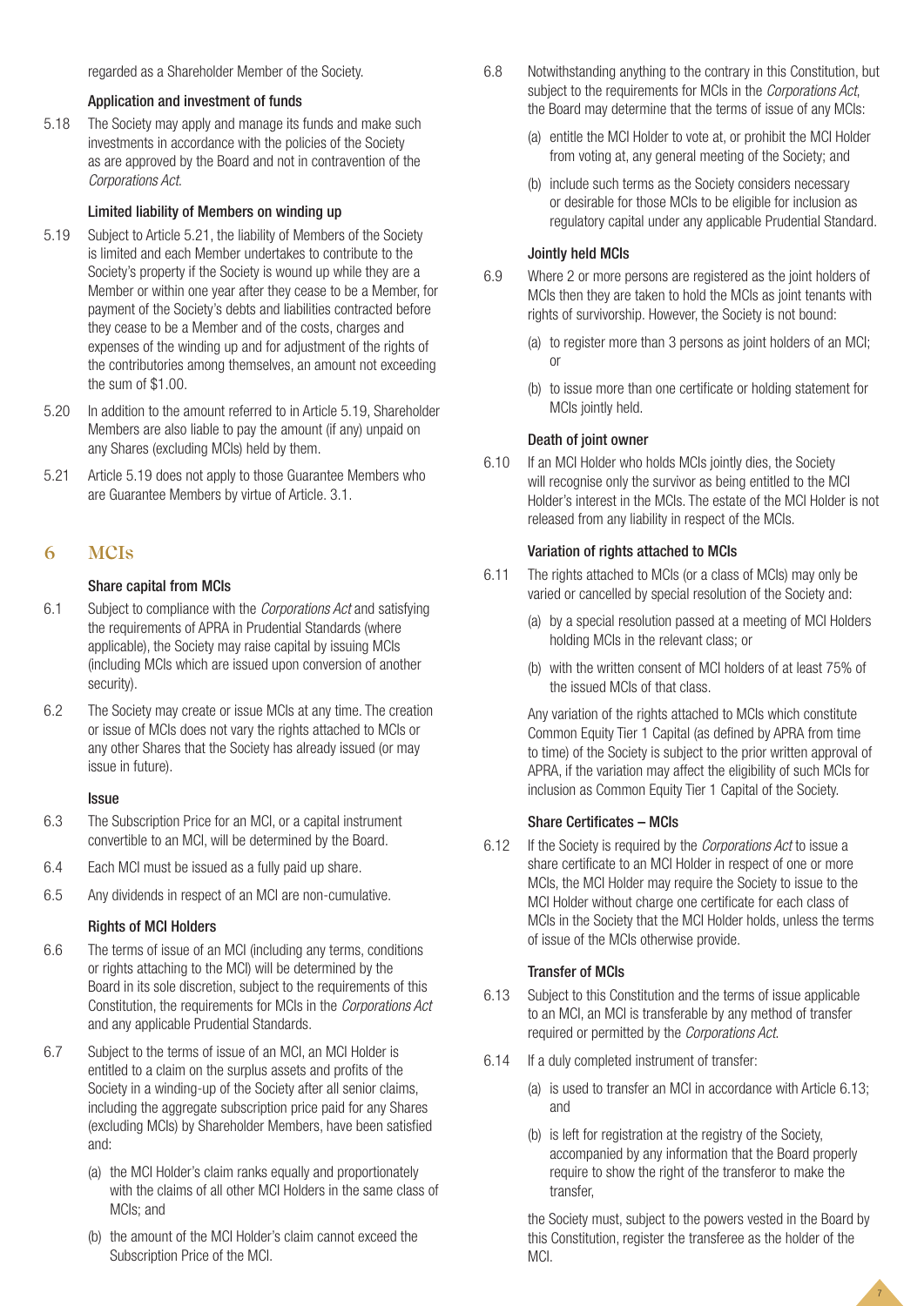regarded as a Shareholder Member of the Society.

### Application and investment of funds

5.18 The Society may apply and manage its funds and make such investments in accordance with the policies of the Society as are approved by the Board and not in contravention of the *Corporations Act*.

### Limited liability of Members on winding up

5.19 Subject to Article 5.21, the liability of Members of the Society is limited and each Member undertakes to contribute to the Society's property if the Society is wound up while they are a Member or within one year after they cease to be a Member, for payment of the Society's debts and liabilities contracted before they cease to be a Member and of the costs, charges and expenses of the winding up and for adjustment of the rights of the contributories among themselves, an amount not exceeding the sum of $1.00.

5.20 In addition to the amount referred to in Article 5.19, Shareholder Members are also liable to pay the amount (if any) unpaid on any Shares (excluding MCIs) held by them.

5.21 Article 5.19 does not apply to those Guarantee Members who are Guarantee Members by virtue of Article. 3.1.

## 6 MCIs

### Share capital from MCIs

6.1 Subject to compliance with the *Corporations Act* and satisfying the requirements of APRA in Prudential Standards (where applicable), the Society may raise capital by issuing MCIs (including MCIs which are issued upon conversion of another security).

6.2 The Society may create or issue MCIs at any time. The creation or issue of MCIs does not vary the rights attached to MCIs or any other Shares that the Society has already issued (or may issue in future).

### Issue

6.3 The Subscription Price for an MCI, or a capital instrument convertible to an MCI, will be determined by the Board.

6.4 Each MCI must be issued as a fully paid up share.

6.5 Any dividends in respect of an MCI are non-cumulative.

### Rights of MCI Holders

6.6 The terms of issue of an MCI (including any terms, conditions or rights attaching to the MCI) will be determined by the Board in its sole discretion, subject to the requirements of this Constitution, the requirements for MCIs in the *Corporations Act* and any applicable Prudential Standards.

6.7 Subject to the terms of issue of an MCI, an MCI Holder is entitled to a claim on the surplus assets and profits of the Society in a winding-up of the Society after all senior claims, including the aggregate subscription price paid for any Shares (excluding MCIs) by Shareholder Members, have been satisfied and:

(a) the MCI Holder's claim ranks equally and proportionately with the claims of all other MCI Holders in the same class of MCIs; and

(b) the amount of the MCI Holder's claim cannot exceed the Subscription Price of the MCI.

6.8 Notwithstanding anything to the contrary in this Constitution, but subject to the requirements for MCIs in the *Corporations Act*, the Board may determine that the terms of issue of any MCIs:

(a) entitle the MCI Holder to vote at, or prohibit the MCI Holder from voting at, any general meeting of the Society; and

(b) include such terms as the Society considers necessary or desirable for those MCIs to be eligible for inclusion as regulatory capital under any applicable Prudential Standard.

### Jointly held MCIs

6.9 Where 2 or more persons are registered as the joint holders of MCIs then they are taken to hold the MCIs as joint tenants with rights of survivorship. However, the Society is not bound:

(a) to register more than 3 persons as joint holders of an MCI; or

(b) to issue more than one certificate or holding statement for MCIs jointly held.

### Death of joint owner

6.10 If an MCI Holder who holds MCIs jointly dies, the Society will recognise only the survivor as being entitled to the MCI Holder's interest in the MCIs. The estate of the MCI Holder is not released from any liability in respect of the MCIs.

### Variation of rights attached to MCIs

6.11 The rights attached to MCIs (or a class of MCIs) may only be varied or cancelled by special resolution of the Society and:

(a) by a special resolution passed at a meeting of MCI Holders holding MCIs in the relevant class; or

(b) with the written consent of MCI holders of at least 75% of the issued MCIs of that class.

Any variation of the rights attached to MCIs which constitute Common Equity Tier 1 Capital (as defined by APRA from time to time) of the Society is subject to the prior written approval of APRA, if the variation may affect the eligibility of such MCIs for inclusion as Common Equity Tier 1 Capital of the Society.

### Share Certificates – MCIs

6.12 If the Society is required by the *Corporations Act* to issue a share certificate to an MCI Holder in respect of one or more MCIs, the MCI Holder may require the Society to issue to the MCI Holder without charge one certificate for each class of MCIs in the Society that the MCI Holder holds, unless the terms of issue of the MCIs otherwise provide.

### Transfer of MCIs

6.13 Subject to this Constitution and the terms of issue applicable to an MCI, an MCI is transferable by any method of transfer required or permitted by the *Corporations Act*.

6.14 If a duly completed instrument of transfer:

(a) is used to transfer an MCI in accordance with Article 6.13; and

(b) is left for registration at the registry of the Society, accompanied by any information that the Board properly require to show the right of the transferor to make the transfer,

the Society must, subject to the powers vested in the Board by this Constitution, register the transferee as the holder of the MCI.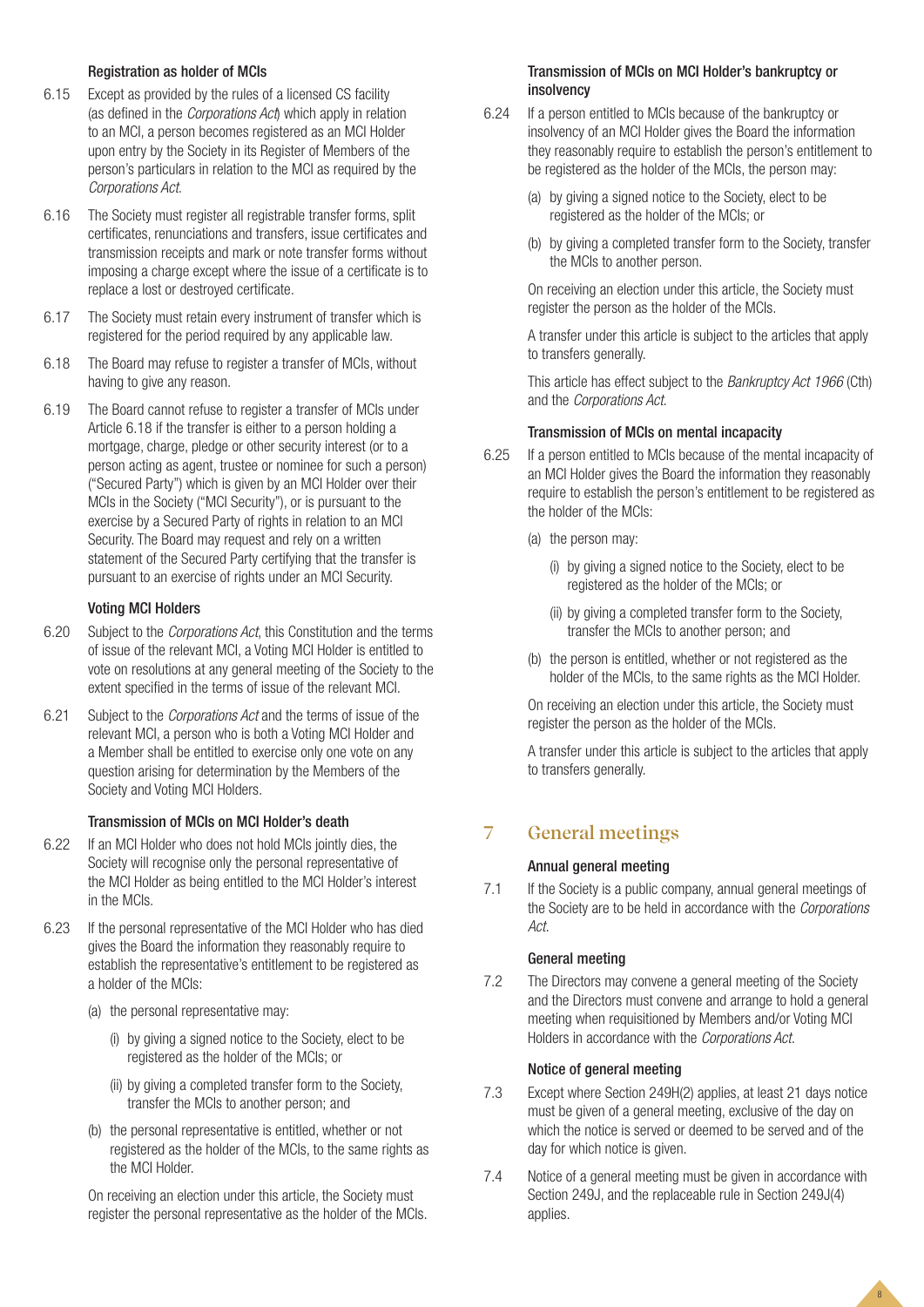### Registration as holder of MCIs

6.15 Except as provided by the rules of a licensed CS facility (as defined in the *Corporations Act*) which apply in relation to an MCI, a person becomes registered as an MCI Holder upon entry by the Society in its Register of Members of the person's particulars in relation to the MCI as required by the *Corporations Act*.

6.16 The Society must register all registrable transfer forms, split certificates, renunciations and transfers, issue certificates and transmission receipts and mark or note transfer forms without imposing a charge except where the issue of a certificate is to replace a lost or destroyed certificate.

6.17 The Society must retain every instrument of transfer which is registered for the period required by any applicable law.

6.18 The Board may refuse to register a transfer of MCIs, without having to give any reason.

6.19 The Board cannot refuse to register a transfer of MCIs under Article 6.18 if the transfer is either to a person holding a mortgage, charge, pledge or other security interest (or to a person acting as agent, trustee or nominee for such a person) ("Secured Party") which is given by an MCI Holder over their MCIs in the Society ("MCI Security"), or is pursuant to the exercise by a Secured Party of rights in relation to an MCI Security. The Board may request and rely on a written statement of the Secured Party certifying that the transfer is pursuant to an exercise of rights under an MCI Security.

### Voting MCI Holders

6.20 Subject to the *Corporations Act*, this Constitution and the terms of issue of the relevant MCI, a Voting MCI Holder is entitled to vote on resolutions at any general meeting of the Society to the extent specified in the terms of issue of the relevant MCI.

6.21 Subject to the *Corporations Act* and the terms of issue of the relevant MCI, a person who is both a Voting MCI Holder and a Member shall be entitled to exercise only one vote on any question arising for determination by the Members of the Society and Voting MCI Holders.

### Transmission of MCIs on MCI Holder's death

6.22 If an MCI Holder who does not hold MCIs jointly dies, the Society will recognise only the personal representative of the MCI Holder as being entitled to the MCI Holder's interest in the MCIs.

6.23 If the personal representative of the MCI Holder who has died gives the Board the information they reasonably require to establish the representative's entitlement to be registered as a holder of the MCIs:

(a) the personal representative may:

(i) by giving a signed notice to the Society, elect to be registered as the holder of the MCIs; or

(ii) by giving a completed transfer form to the Society, transfer the MCIs to another person; and

(b) the personal representative is entitled, whether or not registered as the holder of the MCIs, to the same rights as the MCI Holder.

On receiving an election under this article, the Society must register the personal representative as the holder of the MCIs.

### Transmission of MCIs on MCI Holder's bankruptcy or insolvency

6.24 If a person entitled to MCIs because of the bankruptcy or insolvency of an MCI Holder gives the Board the information they reasonably require to establish the person's entitlement to be registered as the holder of the MCIs, the person may:

(a) by giving a signed notice to the Society, elect to be registered as the holder of the MCIs; or

(b) by giving a completed transfer form to the Society, transfer the MCIs to another person.

On receiving an election under this article, the Society must register the person as the holder of the MCIs.

A transfer under this article is subject to the articles that apply to transfers generally.

This article has effect subject to the *Bankruptcy Act 1966* (Cth) and the *Corporations Act*.

### Transmission of MCIs on mental incapacity

6.25 If a person entitled to MCIs because of the mental incapacity of an MCI Holder gives the Board the information they reasonably require to establish the person's entitlement to be registered as the holder of the MCIs:

(a) the person may:

(i) by giving a signed notice to the Society, elect to be registered as the holder of the MCIs; or

(ii) by giving a completed transfer form to the Society, transfer the MCIs to another person; and

(b) the person is entitled, whether or not registered as the holder of the MCIs, to the same rights as the MCI Holder.

On receiving an election under this article, the Society must register the person as the holder of the MCIs.

A transfer under this article is subject to the articles that apply to transfers generally.

## 7 General meetings

### Annual general meeting

7.1 If the Society is a public company, annual general meetings of the Society are to be held in accordance with the *Corporations Act*.

### General meeting

7.2 The Directors may convene a general meeting of the Society and the Directors must convene and arrange to hold a general meeting when requisitioned by Members and/or Voting MCI Holders in accordance with the *Corporations Act*.

### Notice of general meeting

7.3 Except where Section 249H(2) applies, at least 21 days notice must be given of a general meeting, exclusive of the day on which the notice is served or deemed to be served and of the day for which notice is given.

7.4 Notice of a general meeting must be given in accordance with Section 249J, and the replaceable rule in Section 249J(4) applies.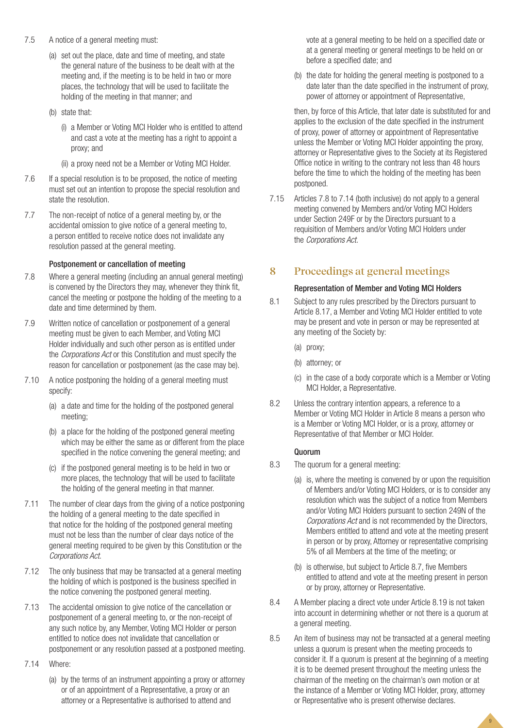7.5 A notice of a general meeting must:

(a) set out the place, date and time of meeting, and state the general nature of the business to be dealt with at the meeting and, if the meeting is to be held in two or more places, the technology that will be used to facilitate the holding of the meeting in that manner; and

(b) state that:

(i) a Member or Voting MCI Holder who is entitled to attend and cast a vote at the meeting has a right to appoint a proxy; and

(ii) a proxy need not be a Member or Voting MCI Holder.

7.6 If a special resolution is to be proposed, the notice of meeting must set out an intention to propose the special resolution and state the resolution.

7.7 The non-receipt of notice of a general meeting by, or the accidental omission to give notice of a general meeting to, a person entitled to receive notice does not invalidate any resolution passed at the general meeting.

#### Postponement or cancellation of meeting

7.8 Where a general meeting (including an annual general meeting) is convened by the Directors they may, whenever they think fit, cancel the meeting or postpone the holding of the meeting to a date and time determined by them.

7.9 Written notice of cancellation or postponement of a general meeting must be given to each Member, and Voting MCI Holder individually and such other person as is entitled under the *Corporations Act* or this Constitution and must specify the reason for cancellation or postponement (as the case may be).

7.10 A notice postponing the holding of a general meeting must specify:

(a) a date and time for the holding of the postponed general meeting;

(b) a place for the holding of the postponed general meeting which may be either the same as or different from the place specified in the notice convening the general meeting; and

(c) if the postponed general meeting is to be held in two or more places, the technology that will be used to facilitate the holding of the general meeting in that manner.

7.11 The number of clear days from the giving of a notice postponing the holding of a general meeting to the date specified in that notice for the holding of the postponed general meeting must not be less than the number of clear days notice of the general meeting required to be given by this Constitution or the *Corporations Act*.

7.12 The only business that may be transacted at a general meeting the holding of which is postponed is the business specified in the notice convening the postponed general meeting.

7.13 The accidental omission to give notice of the cancellation or postponement of a general meeting to, or the non-receipt of any such notice by, any Member, Voting MCI Holder or person entitled to notice does not invalidate that cancellation or postponement or any resolution passed at a postponed meeting.

7.14 Where:

(a) by the terms of an instrument appointing a proxy or attorney or of an appointment of a Representative, a proxy or an attorney or a Representative is authorised to attend and vote at a general meeting to be held on a specified date or at a general meeting or general meetings to be held on or before a specified date; and

(b) the date for holding the general meeting is postponed to a date later than the date specified in the instrument of proxy, power of attorney or appointment of Representative,

then, by force of this Article, that later date is substituted for and applies to the exclusion of the date specified in the instrument of proxy, power of attorney or appointment of Representative unless the Member or Voting MCI Holder appointing the proxy, attorney or Representative gives to the Society at its Registered Office notice in writing to the contrary not less than 48 hours before the time to which the holding of the meeting has been postponed.

7.15 Articles 7.8 to 7.14 (both inclusive) do not apply to a general meeting convened by Members and/or Voting MCI Holders under Section 249F or by the Directors pursuant to a requisition of Members and/or Voting MCI Holders under the *Corporations Act*.

## 8 Proceedings at general meetings

#### Representation of Member and Voting MCI Holders

8.1 Subject to any rules prescribed by the Directors pursuant to Article 8.17, a Member and Voting MCI Holder entitled to vote may be present and vote in person or may be represented at any meeting of the Society by:

(a) proxy;

(b) attorney; or

(c) in the case of a body corporate which is a Member or Voting MCI Holder, a Representative.

8.2 Unless the contrary intention appears, a reference to a Member or Voting MCI Holder in Article 8 means a person who is a Member or Voting MCI Holder, or is a proxy, attorney or Representative of that Member or MCI Holder.

#### Quorum

8.3 The quorum for a general meeting:

(a) is, where the meeting is convened by or upon the requisition of Members and/or Voting MCI Holders, or is to consider any resolution which was the subject of a notice from Members and/or Voting MCI Holders pursuant to section 249N of the *Corporations Act* and is not recommended by the Directors, Members entitled to attend and vote at the meeting present in person or by proxy, Attorney or representative comprising 5% of all Members at the time of the meeting; or

(b) is otherwise, but subject to Article 8.7, five Members entitled to attend and vote at the meeting present in person or by proxy, attorney or Representative.

8.4 A Member placing a direct vote under Article 8.19 is not taken into account in determining whether or not there is a quorum at a general meeting.

8.5 An item of business may not be transacted at a general meeting unless a quorum is present when the meeting proceeds to consider it. If a quorum is present at the beginning of a meeting it is to be deemed present throughout the meeting unless the chairman of the meeting on the chairman's own motion or at the instance of a Member or Voting MCI Holder, proxy, attorney or Representative who is present otherwise declares.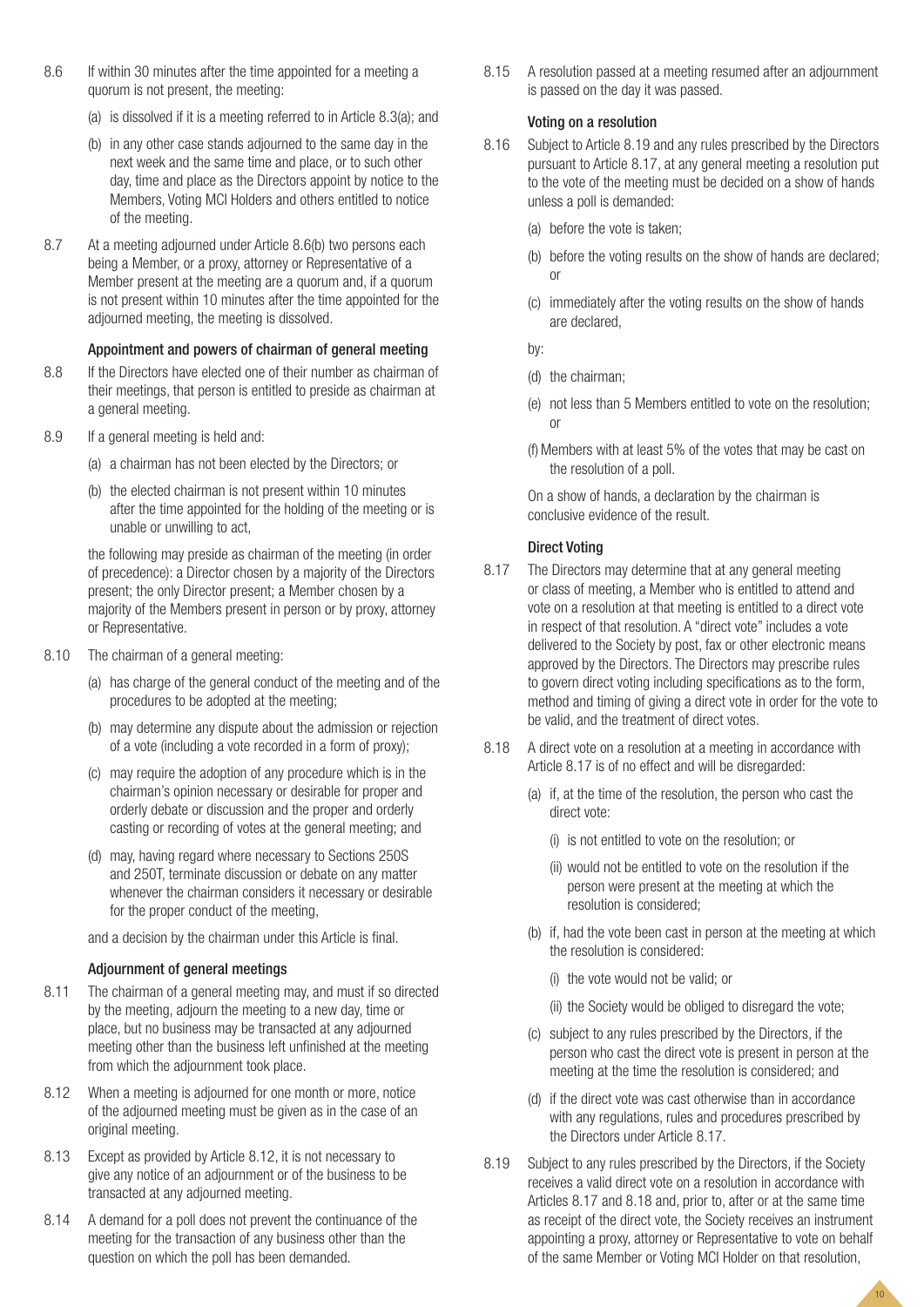8.6 If within 30 minutes after the time appointed for a meeting a quorum is not present, the meeting:

(a) is dissolved if it is a meeting referred to in Article 8.3(a); and

(b) in any other case stands adjourned to the same day in the next week and the same time and place, or to such other day, time and place as the Directors appoint by notice to the Members, Voting MCI Holders and others entitled to notice of the meeting.

8.7 At a meeting adjourned under Article 8.6(b) two persons each being a Member, or a proxy, attorney or Representative of a Member present at the meeting are a quorum and, if a quorum is not present within 10 minutes after the time appointed for the adjourned meeting, the meeting is dissolved.

### Appointment and powers of chairman of general meeting

8.8 If the Directors have elected one of their number as chairman of their meetings, that person is entitled to preside as chairman at a general meeting.

8.9 If a general meeting is held and:

(a) a chairman has not been elected by the Directors; or

(b) the elected chairman is not present within 10 minutes after the time appointed for the holding of the meeting or is unable or unwilling to act,

the following may preside as chairman of the meeting (in order of precedence): a Director chosen by a majority of the Directors present; the only Director present; a Member chosen by a majority of the Members present in person or by proxy, attorney or Representative.

8.10 The chairman of a general meeting:

(a) has charge of the general conduct of the meeting and of the procedures to be adopted at the meeting;

(b) may determine any dispute about the admission or rejection of a vote (including a vote recorded in a form of proxy);

(c) may require the adoption of any procedure which is in the chairman's opinion necessary or desirable for proper and orderly debate or discussion and the proper and orderly casting or recording of votes at the general meeting; and

(d) may, having regard where necessary to Sections 250S and 250T, terminate discussion or debate on any matter whenever the chairman considers it necessary or desirable for the proper conduct of the meeting,

and a decision by the chairman under this Article is final.

### Adjournment of general meetings

8.11 The chairman of a general meeting may, and must if so directed by the meeting, adjourn the meeting to a new day, time or place, but no business may be transacted at any adjourned meeting other than the business left unfinished at the meeting from which the adjournment took place.

8.12 When a meeting is adjourned for one month or more, notice of the adjourned meeting must be given as in the case of an original meeting.

8.13 Except as provided by Article 8.12, it is not necessary to give any notice of an adjournment or of the business to be transacted at any adjourned meeting.

8.14 A demand for a poll does not prevent the continuance of the meeting for the transaction of any business other than the question on which the poll has been demanded.

8.15 A resolution passed at a meeting resumed after an adjournment is passed on the day it was passed.

### Voting on a resolution

8.16 Subject to Article 8.19 and any rules prescribed by the Directors pursuant to Article 8.17, at any general meeting a resolution put to the vote of the meeting must be decided on a show of hands unless a poll is demanded:

(a) before the vote is taken;

(b) before the voting results on the show of hands are declared; or

(c) immediately after the voting results on the show of hands are declared,

by:

(d) the chairman;

(e) not less than 5 Members entitled to vote on the resolution; or

(f) Members with at least 5% of the votes that may be cast on the resolution of a poll.

On a show of hands, a declaration by the chairman is conclusive evidence of the result.

### Direct Voting

8.17 The Directors may determine that at any general meeting or class of meeting, a Member who is entitled to attend and vote on a resolution at that meeting is entitled to a direct vote in respect of that resolution. A "direct vote" includes a vote delivered to the Society by post, fax or other electronic means approved by the Directors. The Directors may prescribe rules to govern direct voting including specifications as to the form, method and timing of giving a direct vote in order for the vote to be valid, and the treatment of direct votes.

8.18 A direct vote on a resolution at a meeting in accordance with Article 8.17 is of no effect and will be disregarded:

(a) if, at the time of the resolution, the person who cast the direct vote:

(i) is not entitled to vote on the resolution; or

(ii) would not be entitled to vote on the resolution if the person were present at the meeting at which the resolution is considered;

(b) if, had the vote been cast in person at the meeting at which the resolution is considered:

(i) the vote would not be valid; or

(ii) the Society would be obliged to disregard the vote;

(c) subject to any rules prescribed by the Directors, if the person who cast the direct vote is present in person at the meeting at the time the resolution is considered; and

(d) if the direct vote was cast otherwise than in accordance with any regulations, rules and procedures prescribed by the Directors under Article 8.17.

8.19 Subject to any rules prescribed by the Directors, if the Society receives a valid direct vote on a resolution in accordance with Articles 8.17 and 8.18 and, prior to, after or at the same time as receipt of the direct vote, the Society receives an instrument appointing a proxy, attorney or Representative to vote on behalf of the same Member or Voting MCI Holder on that resolution,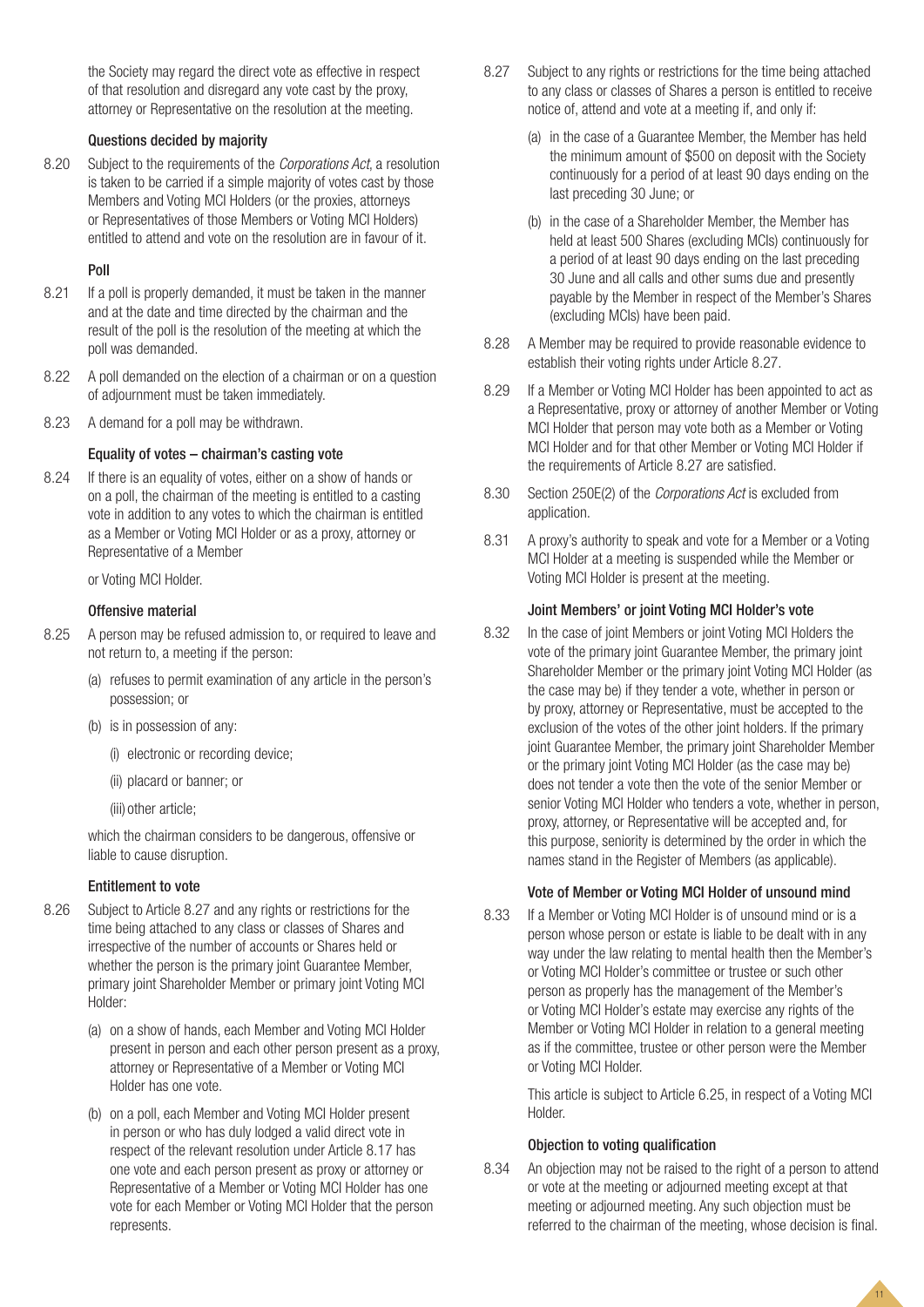the Society may regard the direct vote as effective in respect of that resolution and disregard any vote cast by the proxy, attorney or Representative on the resolution at the meeting.

### Questions decided by majority

8.20 Subject to the requirements of the *Corporations Act*, a resolution is taken to be carried if a simple majority of votes cast by those Members and Voting MCI Holders (or the proxies, attorneys or Representatives of those Members or Voting MCI Holders) entitled to attend and vote on the resolution are in favour of it.

### Poll

8.21 If a poll is properly demanded, it must be taken in the manner and at the date and time directed by the chairman and the result of the poll is the resolution of the meeting at which the poll was demanded.

8.22 A poll demanded on the election of a chairman or on a question of adjournment must be taken immediately.

8.23 A demand for a poll may be withdrawn.

### Equality of votes – chairman's casting vote

8.24 If there is an equality of votes, either on a show of hands or on a poll, the chairman of the meeting is entitled to a casting vote in addition to any votes to which the chairman is entitled as a Member or Voting MCI Holder or as a proxy, attorney or Representative of a Member

or Voting MCI Holder.

### Offensive material

8.25 A person may be refused admission to, or required to leave and not return to, a meeting if the person:

(a) refuses to permit examination of any article in the person's possession; or

(b) is in possession of any:

(i) electronic or recording device;

(ii) placard or banner; or

(iii) other article;

which the chairman considers to be dangerous, offensive or liable to cause disruption.

### Entitlement to vote

8.26 Subject to Article 8.27 and any rights or restrictions for the time being attached to any class or classes of Shares and irrespective of the number of accounts or Shares held or whether the person is the primary joint Guarantee Member, primary joint Shareholder Member or primary joint Voting MCI Holder:

(a) on a show of hands, each Member and Voting MCI Holder present in person and each other person present as a proxy, attorney or Representative of a Member or Voting MCI Holder has one vote.

(b) on a poll, each Member and Voting MCI Holder present in person or who has duly lodged a valid direct vote in respect of the relevant resolution under Article 8.17 has one vote and each person present as proxy or attorney or Representative of a Member or Voting MCI Holder has one vote for each Member or Voting MCI Holder that the person represents.

8.27 Subject to any rights or restrictions for the time being attached to any class or classes of Shares a person is entitled to receive notice of, attend and vote at a meeting if, and only if:

(a) in the case of a Guarantee Member, the Member has held the minimum amount of $500 on deposit with the Society continuously for a period of at least 90 days ending on the last preceding 30 June; or

(b) in the case of a Shareholder Member, the Member has held at least 500 Shares (excluding MCIs) continuously for a period of at least 90 days ending on the last preceding 30 June and all calls and other sums due and presently payable by the Member in respect of the Member's Shares (excluding MCIs) have been paid.

8.28 A Member may be required to provide reasonable evidence to establish their voting rights under Article 8.27.

8.29 If a Member or Voting MCI Holder has been appointed to act as a Representative, proxy or attorney of another Member or Voting MCI Holder that person may vote both as a Member or Voting MCI Holder and for that other Member or Voting MCI Holder if the requirements of Article 8.27 are satisfied.

8.30 Section 250E(2) of the *Corporations Act* is excluded from application.

8.31 A proxy's authority to speak and vote for a Member or a Voting MCI Holder at a meeting is suspended while the Member or Voting MCI Holder is present at the meeting.

### Joint Members' or joint Voting MCI Holder's vote

8.32 In the case of joint Members or joint Voting MCI Holders the vote of the primary joint Guarantee Member, the primary joint Shareholder Member or the primary joint Voting MCI Holder (as the case may be) if they tender a vote, whether in person or by proxy, attorney or Representative, must be accepted to the exclusion of the votes of the other joint holders. If the primary joint Guarantee Member, the primary joint Shareholder Member or the primary joint Voting MCI Holder (as the case may be) does not tender a vote then the vote of the senior Member or senior Voting MCI Holder who tenders a vote, whether in person, proxy, attorney, or Representative will be accepted and, for this purpose, seniority is determined by the order in which the names stand in the Register of Members (as applicable).

### Vote of Member or Voting MCI Holder of unsound mind

8.33 If a Member or Voting MCI Holder is of unsound mind or is a person whose person or estate is liable to be dealt with in any way under the law relating to mental health then the Member's or Voting MCI Holder's committee or trustee or such other person as properly has the management of the Member's or Voting MCI Holder's estate may exercise any rights of the Member or Voting MCI Holder in relation to a general meeting as if the committee, trustee or other person were the Member or Voting MCI Holder.

This article is subject to Article 6.25, in respect of a Voting MCI Holder.

### Objection to voting qualification

8.34 An objection may not be raised to the right of a person to attend or vote at the meeting or adjourned meeting except at that meeting or adjourned meeting. Any such objection must be referred to the chairman of the meeting, whose decision is final.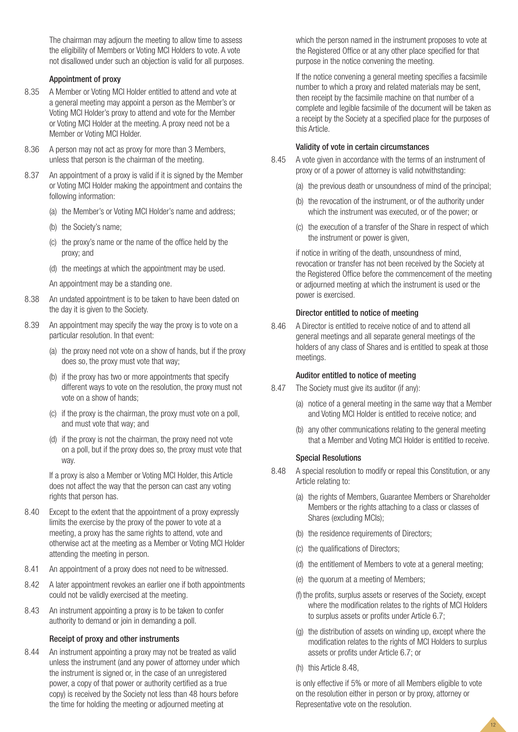The chairman may adjourn the meeting to allow time to assess the eligibility of Members or Voting MCI Holders to vote. A vote not disallowed under such an objection is valid for all purposes.

#### Appointment of proxy

8.35 A Member or Voting MCI Holder entitled to attend and vote at a general meeting may appoint a person as the Member's or Voting MCI Holder's proxy to attend and vote for the Member or Voting MCI Holder at the meeting. A proxy need not be a Member or Voting MCI Holder.

8.36 A person may not act as proxy for more than 3 Members, unless that person is the chairman of the meeting.

8.37 An appointment of a proxy is valid if it is signed by the Member or Voting MCI Holder making the appointment and contains the following information:

(a) the Member's or Voting MCI Holder's name and address;

(b) the Society's name;

(c) the proxy's name or the name of the office held by the proxy; and

(d) the meetings at which the appointment may be used.

An appointment may be a standing one.

8.38 An undated appointment is to be taken to have been dated on the day it is given to the Society.

8.39 An appointment may specify the way the proxy is to vote on a particular resolution. In that event:

(a) the proxy need not vote on a show of hands, but if the proxy does so, the proxy must vote that way;

(b) if the proxy has two or more appointments that specify different ways to vote on the resolution, the proxy must not vote on a show of hands;

(c) if the proxy is the chairman, the proxy must vote on a poll, and must vote that way; and

(d) if the proxy is not the chairman, the proxy need not vote on a poll, but if the proxy does so, the proxy must vote that way.

If a proxy is also a Member or Voting MCI Holder, this Article does not affect the way that the person can cast any voting rights that person has.

8.40 Except to the extent that the appointment of a proxy expressly limits the exercise by the proxy of the power to vote at a meeting, a proxy has the same rights to attend, vote and otherwise act at the meeting as a Member or Voting MCI Holder attending the meeting in person.

8.41 An appointment of a proxy does not need to be witnessed.

8.42 A later appointment revokes an earlier one if both appointments could not be validly exercised at the meeting.

8.43 An instrument appointing a proxy is to be taken to confer authority to demand or join in demanding a poll.

#### Receipt of proxy and other instruments

8.44 An instrument appointing a proxy may not be treated as valid unless the instrument (and any power of attorney under which the instrument is signed or, in the case of an unregistered power, a copy of that power or authority certified as a true copy) is received by the Society not less than 48 hours before the time for holding the meeting or adjourned meeting at which the person named in the instrument proposes to vote at the Registered Office or at any other place specified for that purpose in the notice convening the meeting.

If the notice convening a general meeting specifies a facsimile number to which a proxy and related materials may be sent, then receipt by the facsimile machine on that number of a complete and legible facsimile of the document will be taken as a receipt by the Society at a specified place for the purposes of this Article.

#### Validity of vote in certain circumstances

8.45 A vote given in accordance with the terms of an instrument of proxy or of a power of attorney is valid notwithstanding:

(a) the previous death or unsoundness of mind of the principal;

(b) the revocation of the instrument, or of the authority under which the instrument was executed, or of the power; or

(c) the execution of a transfer of the Share in respect of which the instrument or power is given,

if notice in writing of the death, unsoundness of mind, revocation or transfer has not been received by the Society at the Registered Office before the commencement of the meeting or adjourned meeting at which the instrument is used or the power is exercised.

#### Director entitled to notice of meeting

8.46 A Director is entitled to receive notice of and to attend all general meetings and all separate general meetings of the holders of any class of Shares and is entitled to speak at those meetings.

#### Auditor entitled to notice of meeting

8.47 The Society must give its auditor (if any):

(a) notice of a general meeting in the same way that a Member and Voting MCI Holder is entitled to receive notice; and

(b) any other communications relating to the general meeting that a Member and Voting MCI Holder is entitled to receive.

#### Special Resolutions

8.48 A special resolution to modify or repeal this Constitution, or any Article relating to:

(a) the rights of Members, Guarantee Members or Shareholder Members or the rights attaching to a class or classes of Shares (excluding MCIs);

(b) the residence requirements of Directors;

(c) the qualifications of Directors;

(d) the entitlement of Members to vote at a general meeting;

(e) the quorum at a meeting of Members;

(f) the profits, surplus assets or reserves of the Society, except where the modification relates to the rights of MCI Holders to surplus assets or profits under Article 6.7;

(g) the distribution of assets on winding up, except where the modification relates to the rights of MCI Holders to surplus assets or profits under Article 6.7; or

(h) this Article 8.48,

is only effective if 5% or more of all Members eligible to vote on the resolution either in person or by proxy, attorney or Representative vote on the resolution.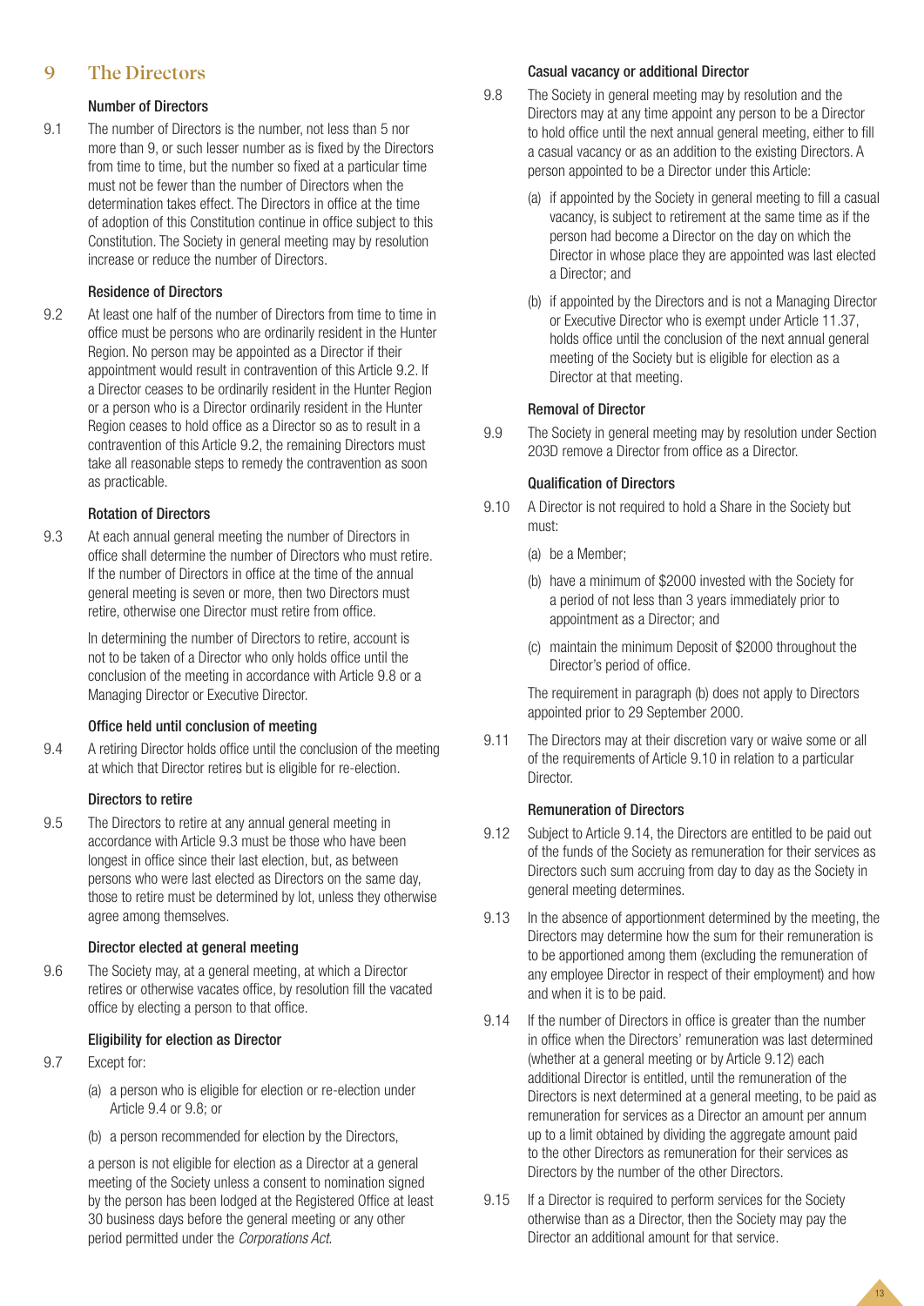# 9 The Directors

### Number of Directors

9.1 The number of Directors is the number, not less than 5 nor more than 9, or such lesser number as is fixed by the Directors from time to time, but the number so fixed at a particular time must not be fewer than the number of Directors when the determination takes effect. The Directors in office at the time of adoption of this Constitution continue in office subject to this Constitution. The Society in general meeting may by resolution increase or reduce the number of Directors.

### Residence of Directors

9.2 At least one half of the number of Directors from time to time in office must be persons who are ordinarily resident in the Hunter Region. No person may be appointed as a Director if their appointment would result in contravention of this Article 9.2. If a Director ceases to be ordinarily resident in the Hunter Region or a person who is a Director ordinarily resident in the Hunter Region ceases to hold office as a Director so as to result in a contravention of this Article 9.2, the remaining Directors must take all reasonable steps to remedy the contravention as soon as practicable.

### Rotation of Directors

9.3 At each annual general meeting the number of Directors in office shall determine the number of Directors who must retire. If the number of Directors in office at the time of the annual general meeting is seven or more, then two Directors must retire, otherwise one Director must retire from office.

In determining the number of Directors to retire, account is not to be taken of a Director who only holds office until the conclusion of the meeting in accordance with Article 9.8 or a Managing Director or Executive Director.

### Office held until conclusion of meeting

9.4 A retiring Director holds office until the conclusion of the meeting at which that Director retires but is eligible for re-election.

### Directors to retire

9.5 The Directors to retire at any annual general meeting in accordance with Article 9.3 must be those who have been longest in office since their last election, but, as between persons who were last elected as Directors on the same day, those to retire must be determined by lot, unless they otherwise agree among themselves.

### Director elected at general meeting

9.6 The Society may, at a general meeting, at which a Director retires or otherwise vacates office, by resolution fill the vacated office by electing a person to that office.

### Eligibility for election as Director

9.7 Except for:

(a) a person who is eligible for election or re-election under Article 9.4 or 9.8; or

(b) a person recommended for election by the Directors,

a person is not eligible for election as a Director at a general meeting of the Society unless a consent to nomination signed by the person has been lodged at the Registered Office at least 30 business days before the general meeting or any other period permitted under the *Corporations Act*.

### Casual vacancy or additional Director

9.8 The Society in general meeting may by resolution and the Directors may at any time appoint any person to be a Director to hold office until the next annual general meeting, either to fill a casual vacancy or as an addition to the existing Directors. A person appointed to be a Director under this Article:

(a) if appointed by the Society in general meeting to fill a casual vacancy, is subject to retirement at the same time as if the person had become a Director on the day on which the Director in whose place they are appointed was last elected a Director; and

(b) if appointed by the Directors and is not a Managing Director or Executive Director who is exempt under Article 11.37, holds office until the conclusion of the next annual general meeting of the Society but is eligible for election as a Director at that meeting.

### Removal of Director

9.9 The Society in general meeting may by resolution under Section 203D remove a Director from office as a Director.

### Qualification of Directors

9.10 A Director is not required to hold a Share in the Society but must:

(a) be a Member;

(b) have a minimum of $2000 invested with the Society for a period of not less than 3 years immediately prior to appointment as a Director; and

(c) maintain the minimum Deposit of $2000 throughout the Director's period of office.

The requirement in paragraph (b) does not apply to Directors appointed prior to 29 September 2000.

9.11 The Directors may at their discretion vary or waive some or all of the requirements of Article 9.10 in relation to a particular Director.

### Remuneration of Directors

9.12 Subject to Article 9.14, the Directors are entitled to be paid out of the funds of the Society as remuneration for their services as Directors such sum accruing from day to day as the Society in general meeting determines.

9.13 In the absence of apportionment determined by the meeting, the Directors may determine how the sum for their remuneration is to be apportioned among them (excluding the remuneration of any employee Director in respect of their employment) and how and when it is to be paid.

9.14 If the number of Directors in office is greater than the number in office when the Directors' remuneration was last determined (whether at a general meeting or by Article 9.12) each additional Director is entitled, until the remuneration of the Directors is next determined at a general meeting, to be paid as remuneration for services as a Director an amount per annum up to a limit obtained by dividing the aggregate amount paid to the other Directors as remuneration for their services as Directors by the number of the other Directors.

9.15 If a Director is required to perform services for the Society otherwise than as a Director, then the Society may pay the Director an additional amount for that service.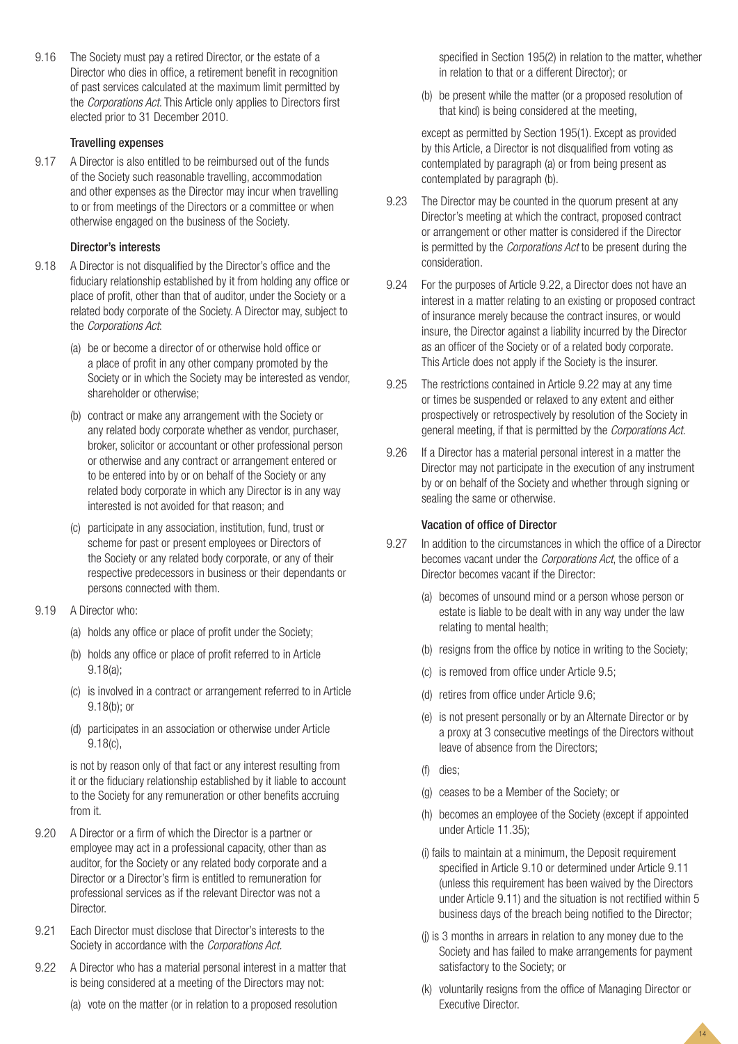9.16 The Society must pay a retired Director, or the estate of a Director who dies in office, a retirement benefit in recognition of past services calculated at the maximum limit permitted by the *Corporations Act*. This Article only applies to Directors first elected prior to 31 December 2010.

### Travelling expenses

9.17 A Director is also entitled to be reimbursed out of the funds of the Society such reasonable travelling, accommodation and other expenses as the Director may incur when travelling to or from meetings of the Directors or a committee or when otherwise engaged on the business of the Society.

### Director's interests

9.18 A Director is not disqualified by the Director's office and the fiduciary relationship established by it from holding any office or place of profit, other than that of auditor, under the Society or a related body corporate of the Society. A Director may, subject to the *Corporations Act*:

(a) be or become a director of or otherwise hold office or a place of profit in any other company promoted by the Society or in which the Society may be interested as vendor, shareholder or otherwise;

(b) contract or make any arrangement with the Society or any related body corporate whether as vendor, purchaser, broker, solicitor or accountant or other professional person or otherwise and any contract or arrangement entered or to be entered into by or on behalf of the Society or any related body corporate in which any Director is in any way interested is not avoided for that reason; and

(c) participate in any association, institution, fund, trust or scheme for past or present employees or Directors of the Society or any related body corporate, or any of their respective predecessors in business or their dependants or persons connected with them.

9.19 A Director who:

(a) holds any office or place of profit under the Society;

(b) holds any office or place of profit referred to in Article 9.18(a);

(c) is involved in a contract or arrangement referred to in Article 9.18(b); or

(d) participates in an association or otherwise under Article 9.18(c),

is not by reason only of that fact or any interest resulting from it or the fiduciary relationship established by it liable to account to the Society for any remuneration or other benefits accruing from it.

9.20 A Director or a firm of which the Director is a partner or employee may act in a professional capacity, other than as auditor, for the Society or any related body corporate and a Director or a Director's firm is entitled to remuneration for professional services as if the relevant Director was not a Director.

9.21 Each Director must disclose that Director's interests to the Society in accordance with the *Corporations Act.*

9.22 A Director who has a material personal interest in a matter that is being considered at a meeting of the Directors may not:

(a) vote on the matter (or in relation to a proposed resolution specified in Section 195(2) in relation to the matter, whether in relation to that or a different Director); or

(b) be present while the matter (or a proposed resolution of that kind) is being considered at the meeting,

except as permitted by Section 195(1). Except as provided by this Article, a Director is not disqualified from voting as contemplated by paragraph (a) or from being present as contemplated by paragraph (b).

9.23 The Director may be counted in the quorum present at any Director's meeting at which the contract, proposed contract or arrangement or other matter is considered if the Director is permitted by the *Corporations Act* to be present during the consideration.

9.24 For the purposes of Article 9.22, a Director does not have an interest in a matter relating to an existing or proposed contract of insurance merely because the contract insures, or would insure, the Director against a liability incurred by the Director as an officer of the Society or of a related body corporate. This Article does not apply if the Society is the insurer.

9.25 The restrictions contained in Article 9.22 may at any time or times be suspended or relaxed to any extent and either prospectively or retrospectively by resolution of the Society in general meeting, if that is permitted by the *Corporations Act*.

9.26 If a Director has a material personal interest in a matter the Director may not participate in the execution of any instrument by or on behalf of the Society and whether through signing or sealing the same or otherwise.

### Vacation of office of Director

9.27 In addition to the circumstances in which the office of a Director becomes vacant under the *Corporations Act*, the office of a Director becomes vacant if the Director:

(a) becomes of unsound mind or a person whose person or estate is liable to be dealt with in any way under the law relating to mental health;

(b) resigns from the office by notice in writing to the Society;

(c) is removed from office under Article 9.5;

(d) retires from office under Article 9.6;

(e) is not present personally or by an Alternate Director or by a proxy at 3 consecutive meetings of the Directors without leave of absence from the Directors;

(f) dies;

(g) ceases to be a Member of the Society; or

(h) becomes an employee of the Society (except if appointed under Article 11.35);

(i) fails to maintain at a minimum, the Deposit requirement specified in Article 9.10 or determined under Article 9.11 (unless this requirement has been waived by the Directors under Article 9.11) and the situation is not rectified within 5 business days of the breach being notified to the Director;

(j) is 3 months in arrears in relation to any money due to the Society and has failed to make arrangements for payment satisfactory to the Society; or

(k) voluntarily resigns from the office of Managing Director or Executive Director.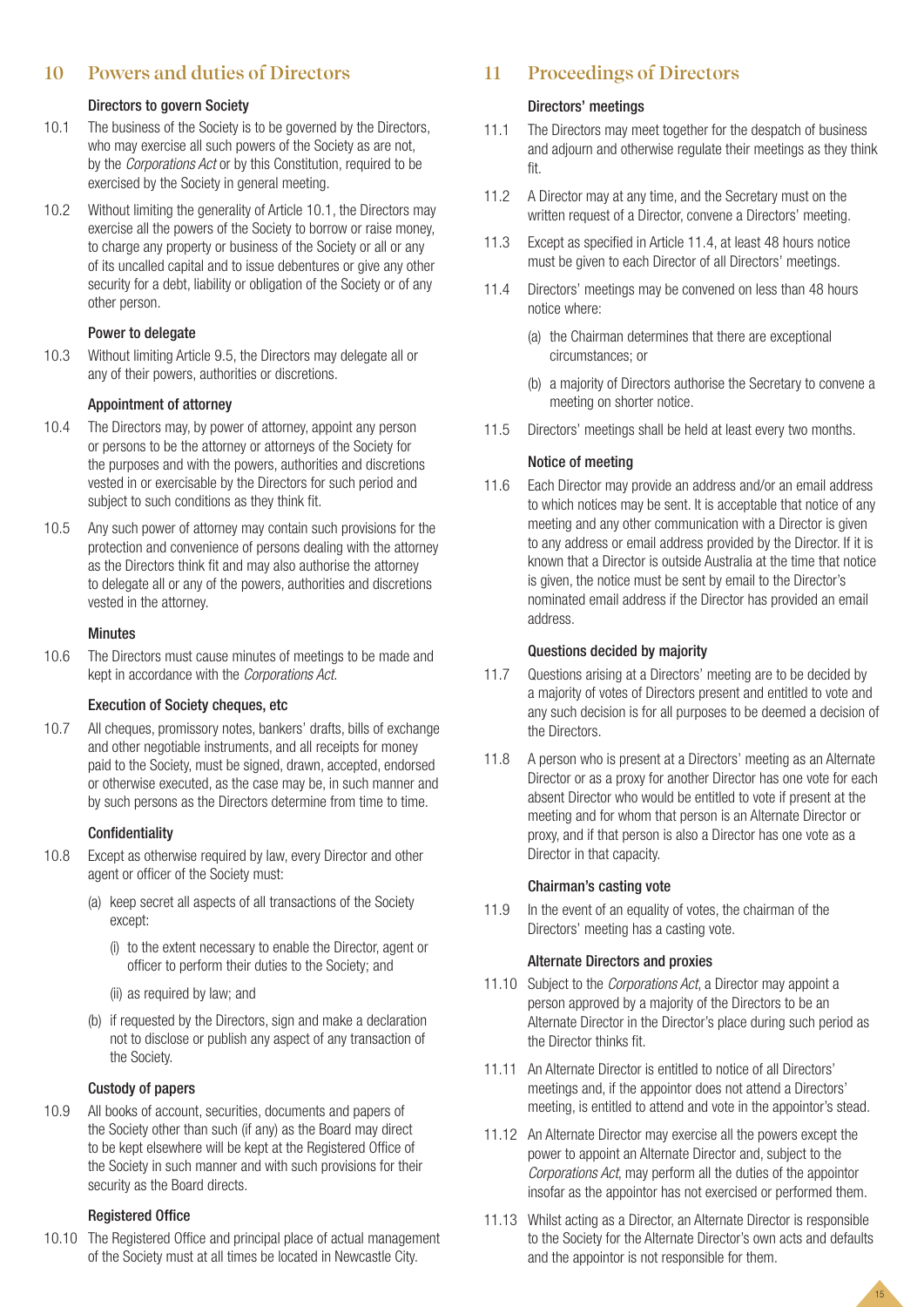## 10 Powers and duties of Directors

### Directors to govern Society

10.1 The business of the Society is to be governed by the Directors, who may exercise all such powers of the Society as are not, by the *Corporations Act* or by this Constitution, required to be exercised by the Society in general meeting.

10.2 Without limiting the generality of Article 10.1, the Directors may exercise all the powers of the Society to borrow or raise money, to charge any property or business of the Society or all or any of its uncalled capital and to issue debentures or give any other security for a debt, liability or obligation of the Society or of any other person.

### Power to delegate

10.3 Without limiting Article 9.5, the Directors may delegate all or any of their powers, authorities or discretions.

### Appointment of attorney

10.4 The Directors may, by power of attorney, appoint any person or persons to be the attorney or attorneys of the Society for the purposes and with the powers, authorities and discretions vested in or exercisable by the Directors for such period and subject to such conditions as they think fit.

10.5 Any such power of attorney may contain such provisions for the protection and convenience of persons dealing with the attorney as the Directors think fit and may also authorise the attorney to delegate all or any of the powers, authorities and discretions vested in the attorney.

### Minutes

10.6 The Directors must cause minutes of meetings to be made and kept in accordance with the *Corporations Act*.

### Execution of Society cheques, etc

10.7 All cheques, promissory notes, bankers' drafts, bills of exchange and other negotiable instruments, and all receipts for money paid to the Society, must be signed, drawn, accepted, endorsed or otherwise executed, as the case may be, in such manner and by such persons as the Directors determine from time to time.

### Confidentiality

10.8 Except as otherwise required by law, every Director and other agent or officer of the Society must:

(a) keep secret all aspects of all transactions of the Society except:

(i) to the extent necessary to enable the Director, agent or officer to perform their duties to the Society; and

(ii) as required by law; and

(b) if requested by the Directors, sign and make a declaration not to disclose or publish any aspect of any transaction of the Society.

### Custody of papers

10.9 All books of account, securities, documents and papers of the Society other than such (if any) as the Board may direct to be kept elsewhere will be kept at the Registered Office of the Society in such manner and with such provisions for their security as the Board directs.

### Registered Office

10.10 The Registered Office and principal place of actual management of the Society must at all times be located in Newcastle City.

## 11 Proceedings of Directors

### Directors' meetings

11.1 The Directors may meet together for the despatch of business and adjourn and otherwise regulate their meetings as they think fit.

11.2 A Director may at any time, and the Secretary must on the written request of a Director, convene a Directors' meeting.

11.3 Except as specified in Article 11.4, at least 48 hours notice must be given to each Director of all Directors' meetings.

11.4 Directors' meetings may be convened on less than 48 hours notice where:

(a) the Chairman determines that there are exceptional circumstances; or

(b) a majority of Directors authorise the Secretary to convene a meeting on shorter notice.

11.5 Directors' meetings shall be held at least every two months.

### Notice of meeting

11.6 Each Director may provide an address and/or an email address to which notices may be sent. It is acceptable that notice of any meeting and any other communication with a Director is given to any address or email address provided by the Director. If it is known that a Director is outside Australia at the time that notice is given, the notice must be sent by email to the Director's nominated email address if the Director has provided an email address.

### Questions decided by majority

11.7 Questions arising at a Directors' meeting are to be decided by a majority of votes of Directors present and entitled to vote and any such decision is for all purposes to be deemed a decision of the Directors.

11.8 A person who is present at a Directors' meeting as an Alternate Director or as a proxy for another Director has one vote for each absent Director who would be entitled to vote if present at the meeting and for whom that person is an Alternate Director or proxy, and if that person is also a Director has one vote as a Director in that capacity.

### Chairman's casting vote

11.9 In the event of an equality of votes, the chairman of the Directors' meeting has a casting vote.

### Alternate Directors and proxies

11.10 Subject to the *Corporations Act*, a Director may appoint a person approved by a majority of the Directors to be an Alternate Director in the Director's place during such period as the Director thinks fit.

11.11 An Alternate Director is entitled to notice of all Directors' meetings and, if the appointor does not attend a Directors' meeting, is entitled to attend and vote in the appointor's stead.

11.12 An Alternate Director may exercise all the powers except the power to appoint an Alternate Director and, subject to the *Corporations Act*, may perform all the duties of the appointor insofar as the appointor has not exercised or performed them.

11.13 Whilst acting as a Director, an Alternate Director is responsible to the Society for the Alternate Director's own acts and defaults and the appointor is not responsible for them.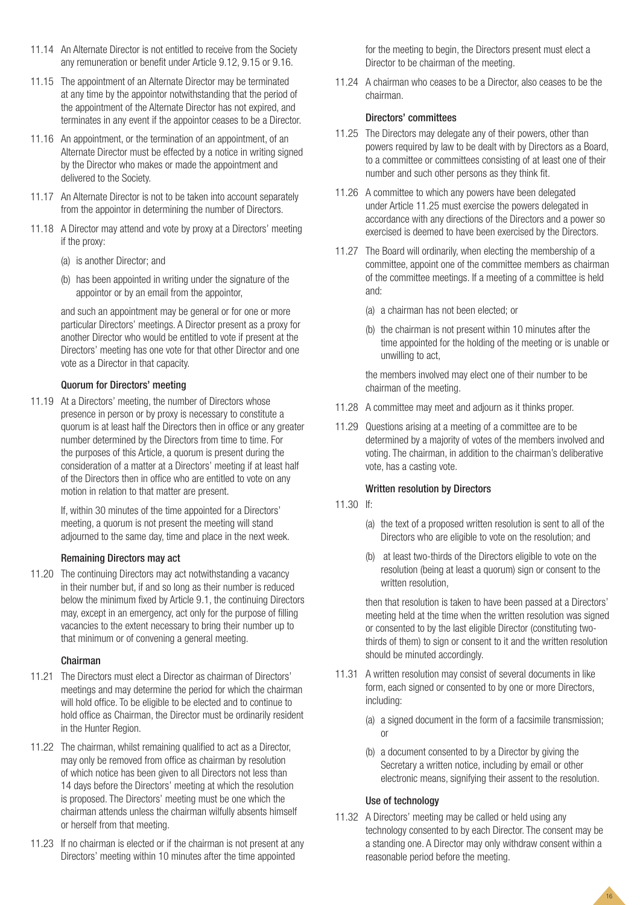11.14 An Alternate Director is not entitled to receive from the Society any remuneration or benefit under Article 9.12, 9.15 or 9.16.

11.15 The appointment of an Alternate Director may be terminated at any time by the appointor notwithstanding that the period of the appointment of the Alternate Director has not expired, and terminates in any event if the appointor ceases to be a Director.

11.16 An appointment, or the termination of an appointment, of an Alternate Director must be effected by a notice in writing signed by the Director who makes or made the appointment and delivered to the Society.

11.17 An Alternate Director is not to be taken into account separately from the appointor in determining the number of Directors.

11.18 A Director may attend and vote by proxy at a Directors' meeting if the proxy:

(a) is another Director; and

(b) has been appointed in writing under the signature of the appointor or by an email from the appointor,

and such an appointment may be general or for one or more particular Directors' meetings. A Director present as a proxy for another Director who would be entitled to vote if present at the Directors' meeting has one vote for that other Director and one vote as a Director in that capacity.

### Quorum for Directors' meeting

11.19 At a Directors' meeting, the number of Directors whose presence in person or by proxy is necessary to constitute a quorum is at least half the Directors then in office or any greater number determined by the Directors from time to time. For the purposes of this Article, a quorum is present during the consideration of a matter at a Directors' meeting if at least half of the Directors then in office who are entitled to vote on any motion in relation to that matter are present.

If, within 30 minutes of the time appointed for a Directors' meeting, a quorum is not present the meeting will stand adjourned to the same day, time and place in the next week.

### Remaining Directors may act

11.20 The continuing Directors may act notwithstanding a vacancy in their number but, if and so long as their number is reduced below the minimum fixed by Article 9.1, the continuing Directors may, except in an emergency, act only for the purpose of filling vacancies to the extent necessary to bring their number up to that minimum or of convening a general meeting.

### Chairman

11.21 The Directors must elect a Director as chairman of Directors' meetings and may determine the period for which the chairman will hold office. To be eligible to be elected and to continue to hold office as Chairman, the Director must be ordinarily resident in the Hunter Region.

11.22 The chairman, whilst remaining qualified to act as a Director, may only be removed from office as chairman by resolution of which notice has been given to all Directors not less than 14 days before the Directors' meeting at which the resolution is proposed. The Directors' meeting must be one which the chairman attends unless the chairman wilfully absents himself or herself from that meeting.

11.23 If no chairman is elected or if the chairman is not present at any Directors' meeting within 10 minutes after the time appointed for the meeting to begin, the Directors present must elect a Director to be chairman of the meeting.

11.24 A chairman who ceases to be a Director, also ceases to be the chairman.

### Directors' committees

11.25 The Directors may delegate any of their powers, other than powers required by law to be dealt with by Directors as a Board, to a committee or committees consisting of at least one of their number and such other persons as they think fit.

11.26 A committee to which any powers have been delegated under Article 11.25 must exercise the powers delegated in accordance with any directions of the Directors and a power so exercised is deemed to have been exercised by the Directors.

11.27 The Board will ordinarily, when electing the membership of a committee, appoint one of the committee members as chairman of the committee meetings. If a meeting of a committee is held and:

(a) a chairman has not been elected; or

(b) the chairman is not present within 10 minutes after the time appointed for the holding of the meeting or is unable or unwilling to act,

the members involved may elect one of their number to be chairman of the meeting.

11.28 A committee may meet and adjourn as it thinks proper.

11.29 Questions arising at a meeting of a committee are to be determined by a majority of votes of the members involved and voting. The chairman, in addition to the chairman's deliberative vote, has a casting vote.

### Written resolution by Directors

11.30 If:

(a) the text of a proposed written resolution is sent to all of the Directors who are eligible to vote on the resolution; and

(b) at least two-thirds of the Directors eligible to vote on the resolution (being at least a quorum) sign or consent to the written resolution,

then that resolution is taken to have been passed at a Directors' meeting held at the time when the written resolution was signed or consented to by the last eligible Director (constituting two-thirds of them) to sign or consent to it and the written resolution should be minuted accordingly.

11.31 A written resolution may consist of several documents in like form, each signed or consented to by one or more Directors, including:

(a) a signed document in the form of a facsimile transmission; or

(b) a document consented to by a Director by giving the Secretary a written notice, including by email or other electronic means, signifying their assent to the resolution.

### Use of technology

11.32 A Directors' meeting may be called or held using any technology consented to by each Director. The consent may be a standing one. A Director may only withdraw consent within a reasonable period before the meeting.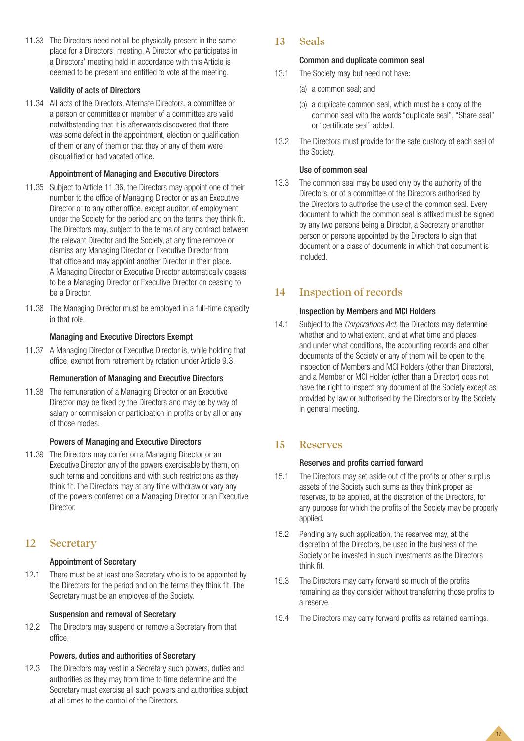11.33 The Directors need not all be physically present in the same place for a Directors' meeting. A Director who participates in a Directors' meeting held in accordance with this Article is deemed to be present and entitled to vote at the meeting.

#### Validity of acts of Directors

11.34 All acts of the Directors, Alternate Directors, a committee or a person or committee or member of a committee are valid notwithstanding that it is afterwards discovered that there was some defect in the appointment, election or qualification of them or any of them or that they or any of them were disqualified or had vacated office.

#### Appointment of Managing and Executive Directors

11.35 Subject to Article 11.36, the Directors may appoint one of their number to the office of Managing Director or as an Executive Director or to any other office, except auditor, of employment under the Society for the period and on the terms they think fit. The Directors may, subject to the terms of any contract between the relevant Director and the Society, at any time remove or dismiss any Managing Director or Executive Director from that office and may appoint another Director in their place. A Managing Director or Executive Director automatically ceases to be a Managing Director or Executive Director on ceasing to be a Director.

11.36 The Managing Director must be employed in a full-time capacity in that role.

#### Managing and Executive Directors Exempt

11.37 A Managing Director or Executive Director is, while holding that office, exempt from retirement by rotation under Article 9.3.

#### Remuneration of Managing and Executive Directors

11.38 The remuneration of a Managing Director or an Executive Director may be fixed by the Directors and may be by way of salary or commission or participation in profits or by all or any of those modes.

#### Powers of Managing and Executive Directors

11.39 The Directors may confer on a Managing Director or an Executive Director any of the powers exercisable by them, on such terms and conditions and with such restrictions as they think fit. The Directors may at any time withdraw or vary any of the powers conferred on a Managing Director or an Executive Director.

## 12 Secretary

#### Appointment of Secretary

12.1 There must be at least one Secretary who is to be appointed by the Directors for the period and on the terms they think fit. The Secretary must be an employee of the Society.

#### Suspension and removal of Secretary

12.2 The Directors may suspend or remove a Secretary from that office.

#### Powers, duties and authorities of Secretary

12.3 The Directors may vest in a Secretary such powers, duties and authorities as they may from time to time determine and the Secretary must exercise all such powers and authorities subject at all times to the control of the Directors.

## 13 Seals

#### Common and duplicate common seal

13.1 The Society may but need not have:

(a) a common seal; and

(b) a duplicate common seal, which must be a copy of the common seal with the words "duplicate seal", "Share seal" or "certificate seal" added.

13.2 The Directors must provide for the safe custody of each seal of the Society.

#### Use of common seal

13.3 The common seal may be used only by the authority of the Directors, or of a committee of the Directors authorised by the Directors to authorise the use of the common seal. Every document to which the common seal is affixed must be signed by any two persons being a Director, a Secretary or another person or persons appointed by the Directors to sign that document or a class of documents in which that document is included.

## 14 Inspection of records

#### Inspection by Members and MCI Holders

14.1 Subject to the *Corporations Act*, the Directors may determine whether and to what extent, and at what time and places and under what conditions, the accounting records and other documents of the Society or any of them will be open to the inspection of Members and MCI Holders (other than Directors), and a Member or MCI Holder (other than a Director) does not have the right to inspect any document of the Society except as provided by law or authorised by the Directors or by the Society in general meeting.

## 15 Reserves

#### Reserves and profits carried forward

15.1 The Directors may set aside out of the profits or other surplus assets of the Society such sums as they think proper as reserves, to be applied, at the discretion of the Directors, for any purpose for which the profits of the Society may be properly applied.

15.2 Pending any such application, the reserves may, at the discretion of the Directors, be used in the business of the Society or be invested in such investments as the Directors think fit.

15.3 The Directors may carry forward so much of the profits remaining as they consider without transferring those profits to a reserve.

15.4 The Directors may carry forward profits as retained earnings.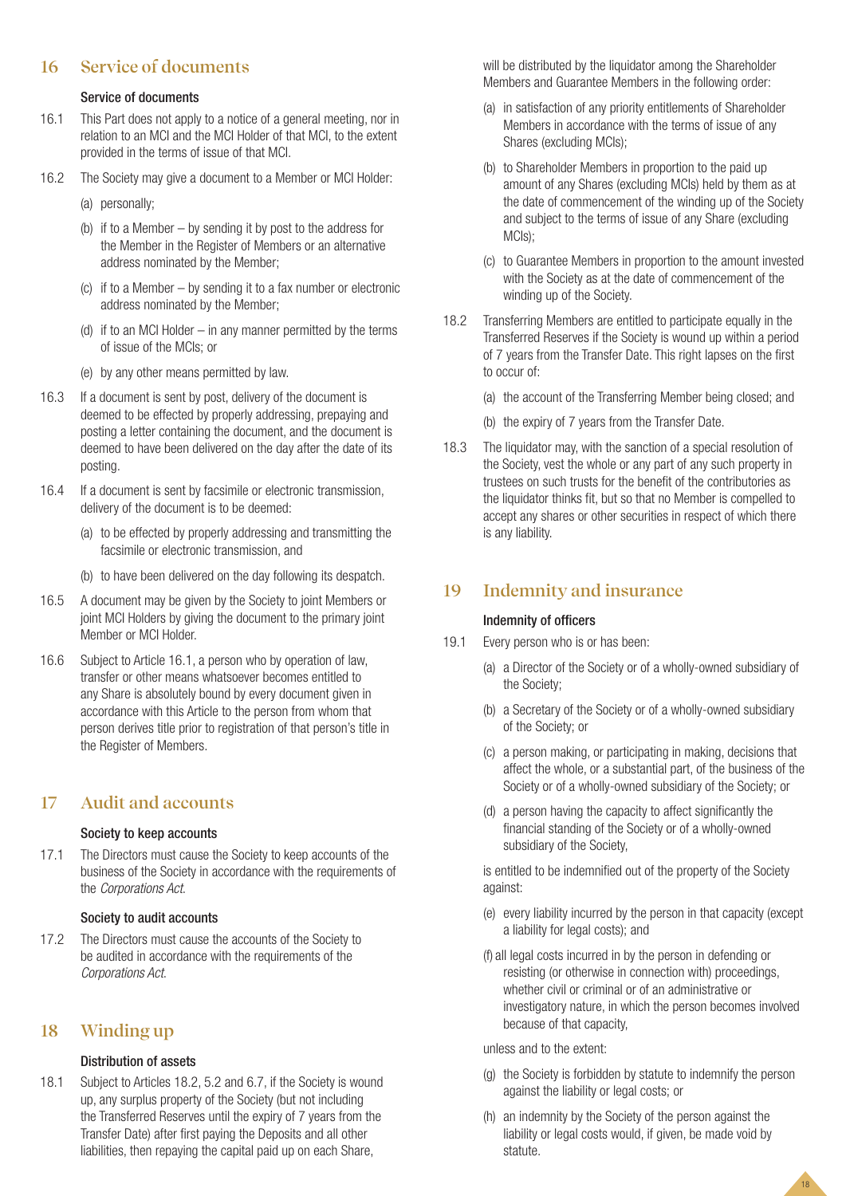## 16 Service of documents

### Service of documents

16.1 This Part does not apply to a notice of a general meeting, nor in relation to an MCI and the MCI Holder of that MCI, to the extent provided in the terms of issue of that MCI.

16.2 The Society may give a document to a Member or MCI Holder:

(a) personally;

(b) if to a Member – by sending it by post to the address for the Member in the Register of Members or an alternative address nominated by the Member;

(c) if to a Member – by sending it to a fax number or electronic address nominated by the Member;

(d) if to an MCI Holder – in any manner permitted by the terms of issue of the MCIs; or

(e) by any other means permitted by law.

16.3 If a document is sent by post, delivery of the document is deemed to be effected by properly addressing, prepaying and posting a letter containing the document, and the document is deemed to have been delivered on the day after the date of its posting.

16.4 If a document is sent by facsimile or electronic transmission, delivery of the document is to be deemed:

(a) to be effected by properly addressing and transmitting the facsimile or electronic transmission, and

(b) to have been delivered on the day following its despatch.

16.5 A document may be given by the Society to joint Members or joint MCI Holders by giving the document to the primary joint Member or MCI Holder.

16.6 Subject to Article 16.1, a person who by operation of law, transfer or other means whatsoever becomes entitled to any Share is absolutely bound by every document given in accordance with this Article to the person from whom that person derives title prior to registration of that person's title in the Register of Members.

## 17 Audit and accounts

### Society to keep accounts

17.1 The Directors must cause the Society to keep accounts of the business of the Society in accordance with the requirements of the *Corporations Act*.

### Society to audit accounts

17.2 The Directors must cause the accounts of the Society to be audited in accordance with the requirements of the *Corporations Act*.

## 18 Winding up

### Distribution of assets

18.1 Subject to Articles 18.2, 5.2 and 6.7, if the Society is wound up, any surplus property of the Society (but not including the Transferred Reserves until the expiry of 7 years from the Transfer Date) after first paying the Deposits and all other liabilities, then repaying the capital paid up on each Share, will be distributed by the liquidator among the Shareholder Members and Guarantee Members in the following order:

(a) in satisfaction of any priority entitlements of Shareholder Members in accordance with the terms of issue of any Shares (excluding MCIs);

(b) to Shareholder Members in proportion to the paid up amount of any Shares (excluding MCIs) held by them as at the date of commencement of the winding up of the Society and subject to the terms of issue of any Share (excluding MCIs);

(c) to Guarantee Members in proportion to the amount invested with the Society as at the date of commencement of the winding up of the Society.

18.2 Transferring Members are entitled to participate equally in the Transferred Reserves if the Society is wound up within a period of 7 years from the Transfer Date. This right lapses on the first to occur of:

(a) the account of the Transferring Member being closed; and

(b) the expiry of 7 years from the Transfer Date.

18.3 The liquidator may, with the sanction of a special resolution of the Society, vest the whole or any part of any such property in trustees on such trusts for the benefit of the contributories as the liquidator thinks fit, but so that no Member is compelled to accept any shares or other securities in respect of which there is any liability.

## 19 Indemnity and insurance

### Indemnity of officers

19.1 Every person who is or has been:

(a) a Director of the Society or of a wholly-owned subsidiary of the Society;

(b) a Secretary of the Society or of a wholly-owned subsidiary of the Society; or

(c) a person making, or participating in making, decisions that affect the whole, or a substantial part, of the business of the Society or of a wholly-owned subsidiary of the Society; or

(d) a person having the capacity to affect significantly the financial standing of the Society or of a wholly-owned subsidiary of the Society,

is entitled to be indemnified out of the property of the Society against:

(e) every liability incurred by the person in that capacity (except a liability for legal costs); and

(f) all legal costs incurred in by the person in defending or resisting (or otherwise in connection with) proceedings, whether civil or criminal or of an administrative or investigatory nature, in which the person becomes involved because of that capacity,

unless and to the extent:

(g) the Society is forbidden by statute to indemnify the person against the liability or legal costs; or

(h) an indemnity by the Society of the person against the liability or legal costs would, if given, be made void by statute.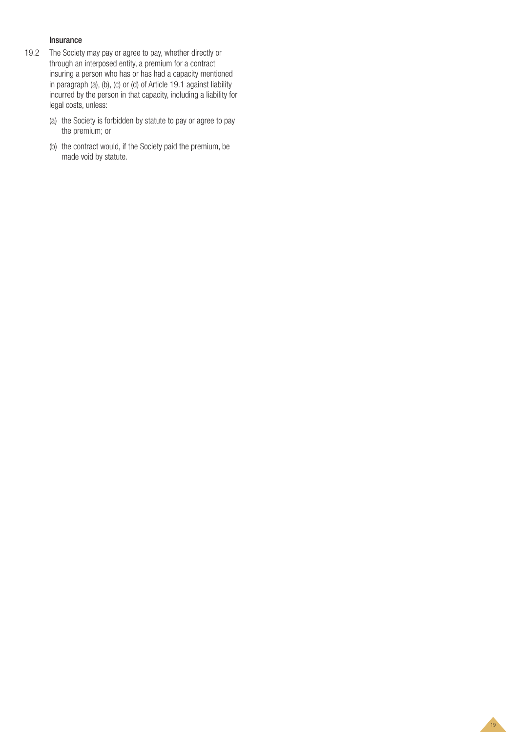**Insurance**

19.2 The Society may pay or agree to pay, whether directly or through an interposed entity, a premium for a contract insuring a person who has or has had a capacity mentioned in paragraph (a), (b), (c) or (d) of Article 19.1 against liability incurred by the person in that capacity, including a liability for legal costs, unless:

(a) the Society is forbidden by statute to pay or agree to pay the premium; or

(b) the contract would, if the Society paid the premium, be made void by statute.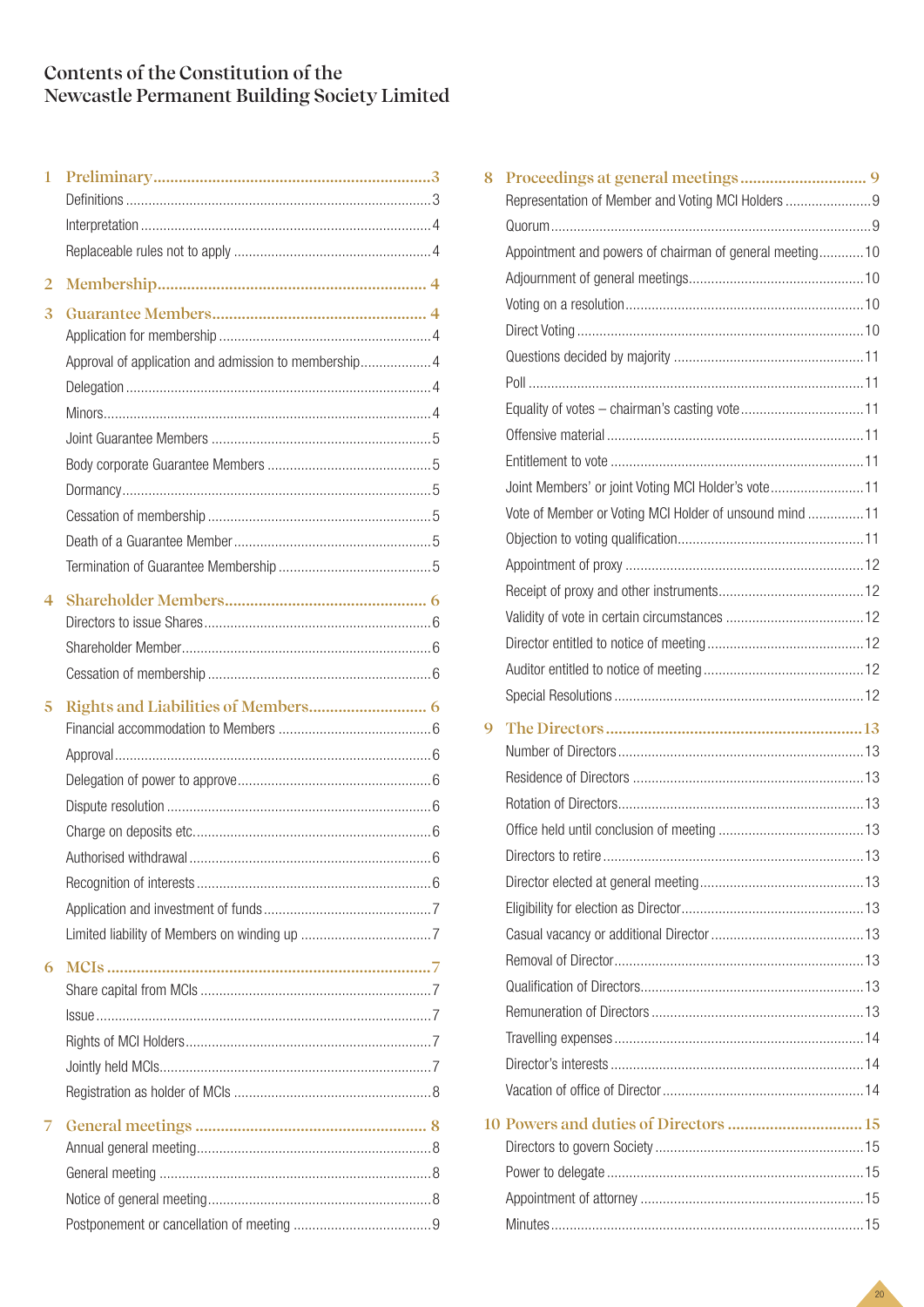# Contents of the Constitution of the Newcastle Permanent Building Society Limited

**1 Preliminary** ... 3
- Definitions ... 3
- Interpretation ... 4
- Replaceable rules not to apply ... 4

**2 Membership** ... 4

**3 Guarantee Members** ... 4
- Application for membership ... 4
- Approval of application and admission to membership ... 4
- Delegation ... 4
- Minors ... 4
- Joint Guarantee Members ... 5
- Body corporate Guarantee Members ... 5
- Dormancy ... 5
- Cessation of membership ... 5
- Death of a Guarantee Member ... 5
- Termination of Guarantee Membership ... 5

**4 Shareholder Members** ... 6
- Directors to issue Shares ... 6
- Shareholder Member ... 6
- Cessation of membership ... 6

**5 Rights and Liabilities of Members** ... 6
- Financial accommodation to Members ... 6
- Approval ... 6
- Delegation of power to approve ... 6
- Dispute resolution ... 6
- Charge on deposits etc. ... 6
- Authorised withdrawal ... 6
- Recognition of interests ... 6
- Application and investment of funds ... 7
- Limited liability of Members on winding up ... 7

**6 MCIs** ... 7
- Share capital from MCIs ... 7
- Issue ... 7
- Rights of MCI Holders ... 7
- Jointly held MCIs ... 7
- Registration as holder of MCIs ... 8

**7 General meetings** ... 8
- Annual general meeting ... 8
- General meeting ... 8
- Notice of general meeting ... 8
- Postponement or cancellation of meeting ... 9

**8 Proceedings at general meetings** ... 9
- Representation of Member and Voting MCI Holders ... 9
- Quorum ... 9
- Appointment and powers of chairman of general meeting ... 10
- Adjournment of general meetings ... 10
- Voting on a resolution ... 10
- Direct Voting ... 10
- Questions decided by majority ... 11
- Poll ... 11
- Equality of votes – chairman's casting vote ... 11
- Offensive material ... 11
- Entitlement to vote ... 11
- Joint Members' or joint Voting MCI Holder's vote ... 11
- Vote of Member or Voting MCI Holder of unsound mind ... 11
- Objection to voting qualification ... 11
- Appointment of proxy ... 12
- Receipt of proxy and other instruments ... 12
- Validity of vote in certain circumstances ... 12
- Director entitled to notice of meeting ... 12
- Auditor entitled to notice of meeting ... 12
- Special Resolutions ... 12

**9 The Directors** ... 13
- Number of Directors ... 13
- Residence of Directors ... 13
- Rotation of Directors ... 13
- Office held until conclusion of meeting ... 13
- Directors to retire ... 13
- Director elected at general meeting ... 13
- Eligibility for election as Director ... 13
- Casual vacancy or additional Director ... 13
- Removal of Director ... 13
- Qualification of Directors ... 13
- Remuneration of Directors ... 13
- Travelling expenses ... 14
- Director's interests ... 14
- Vacation of office of Director ... 14

**10 Powers and duties of Directors** ... 15
- Directors to govern Society ... 15
- Power to delegate ... 15
- Appointment of attorney ... 15
- Minutes ... 15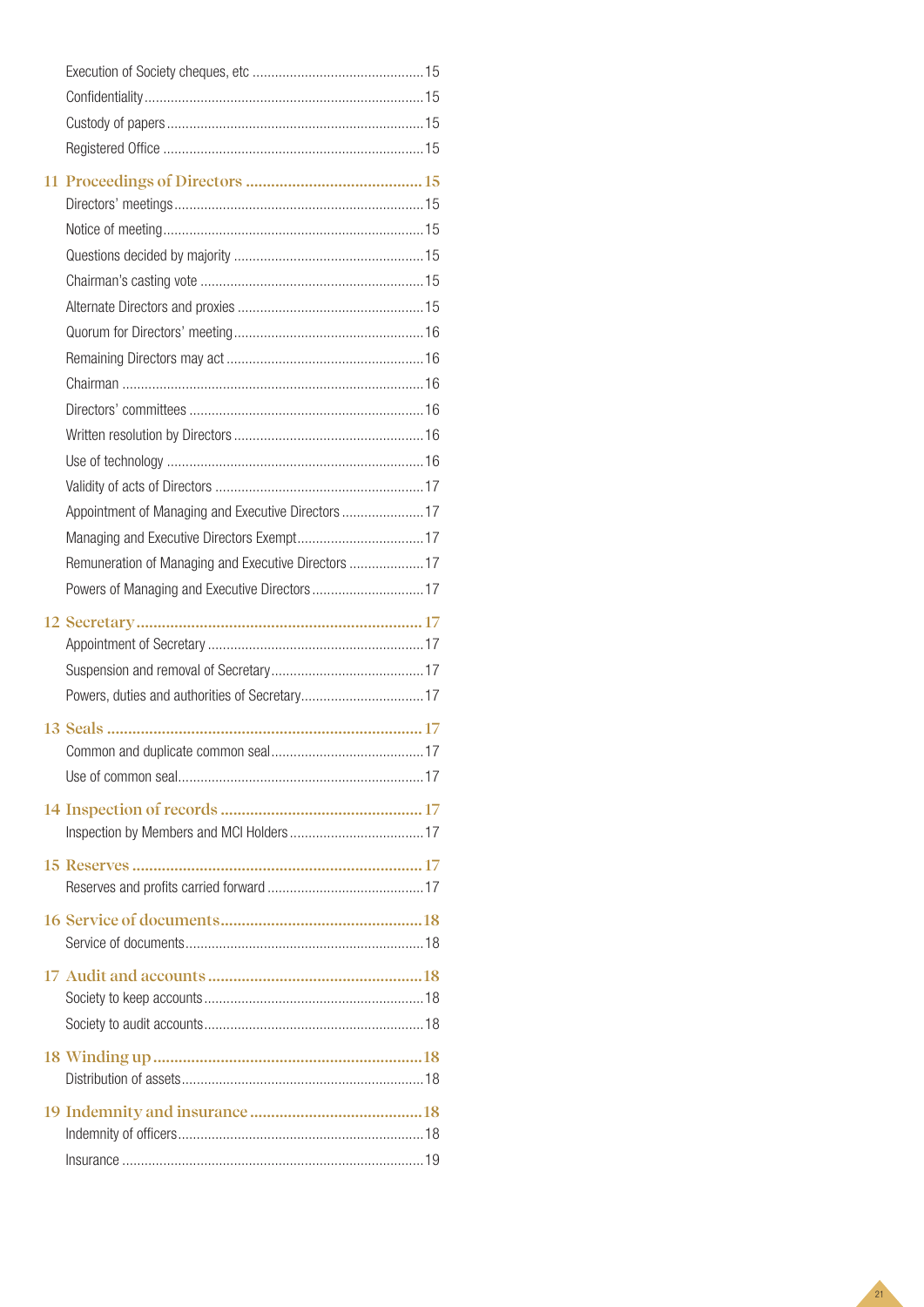Execution of Society cheques, etc ..... 15

Confidentiality ..... 15

Custody of papers ..... 15

Registered Office ..... 15

## 11 Proceedings of Directors ..... 15

Directors' meetings ..... 15

Notice of meeting ..... 15

Questions decided by majority ..... 15

Chairman's casting vote ..... 15

Alternate Directors and proxies ..... 15

Quorum for Directors' meeting ..... 16

Remaining Directors may act ..... 16

Chairman ..... 16

Directors' committees ..... 16

Written resolution by Directors ..... 16

Use of technology ..... 16

Validity of acts of Directors ..... 17

Appointment of Managing and Executive Directors ..... 17

Managing and Executive Directors Exempt ..... 17

Remuneration of Managing and Executive Directors ..... 17

Powers of Managing and Executive Directors ..... 17

## 12 Secretary ..... 17

Appointment of Secretary ..... 17

Suspension and removal of Secretary ..... 17

Powers, duties and authorities of Secretary ..... 17

## 13 Seals ..... 17

Common and duplicate common seal ..... 17

Use of common seal ..... 17

## 14 Inspection of records ..... 17

Inspection by Members and MCI Holders ..... 17

## 15 Reserves ..... 17

Reserves and profits carried forward ..... 17

## 16 Service of documents ..... 18

Service of documents ..... 18

## 17 Audit and accounts ..... 18

Society to keep accounts ..... 18

Society to audit accounts ..... 18

## 18 Winding up ..... 18

Distribution of assets ..... 18

## 19 Indemnity and insurance ..... 18

Indemnity of officers ..... 18

Insurance ..... 19